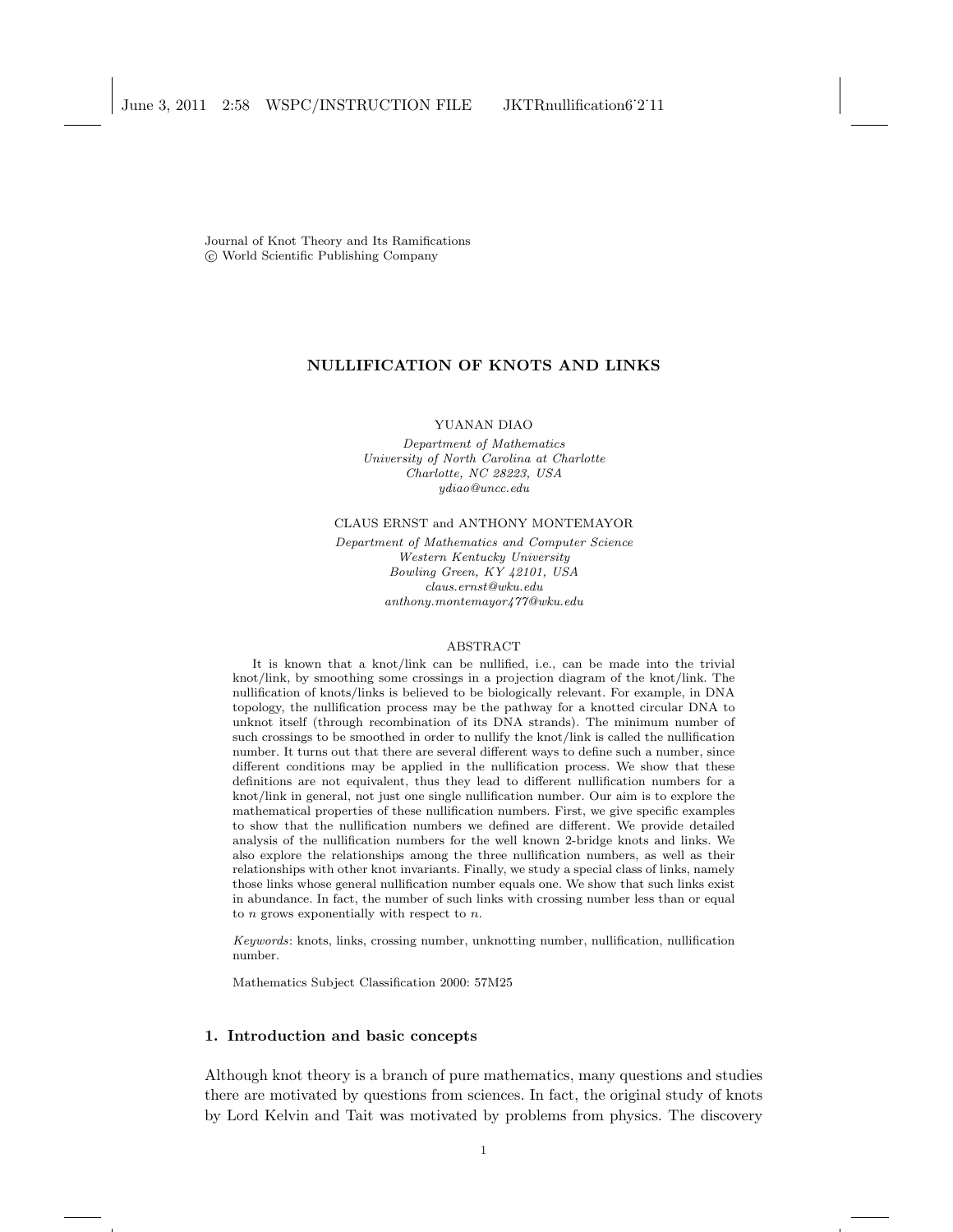Journal of Knot Theory and Its Ramifications
© World Scientific Publishing Company

# NULLIFICATION OF KNOTS AND LINKS

YUANAN DIAO

*Department of Mathematics*
*University of North Carolina at Charlotte*
*Charlotte, NC 28223, USA*
*ydiao@uncc.edu*

CLAUS ERNST and ANTHONY MONTEMAYOR

*Department of Mathematics and Computer Science*
*Western Kentucky University*
*Bowling Green, KY 42101, USA*
*claus.ernst@wku.edu*
*anthony.montemayor477@wku.edu*

## ABSTRACT

It is known that a knot/link can be nullified, i.e., can be made into the trivial knot/link, by smoothing some crossings in a projection diagram of the knot/link. The nullification of knots/links is believed to be biologically relevant. For example, in DNA topology, the nullification process may be the pathway for a knotted circular DNA to unknot itself (through recombination of its DNA strands). The minimum number of such crossings to be smoothed in order to nullify the knot/link is called the nullification number. It turns out that there are several different ways to define such a number, since different conditions may be applied in the nullification process. We show that these definitions are not equivalent, thus they lead to different nullification numbers for a knot/link in general, not just one single nullification number. Our aim is to explore the mathematical properties of these nullification numbers. First, we give specific examples to show that the nullification numbers we defined are different. We provide detailed analysis of the nullification numbers for the well known 2-bridge knots and links. We also explore the relationships among the three nullification numbers, as well as their relationships with other knot invariants. Finally, we study a special class of links, namely those links whose general nullification number equals one. We show that such links exist in abundance. In fact, the number of such links with crossing number less than or equal to $n$ grows exponentially with respect to $n$.

*Keywords*: knots, links, crossing number, unknotting number, nullification, nullification number.

Mathematics Subject Classification 2000: 57M25

## 1. Introduction and basic concepts

Although knot theory is a branch of pure mathematics, many questions and studies there are motivated by questions from sciences. In fact, the original study of knots by Lord Kelvin and Tait was motivated by problems from physics. The discovery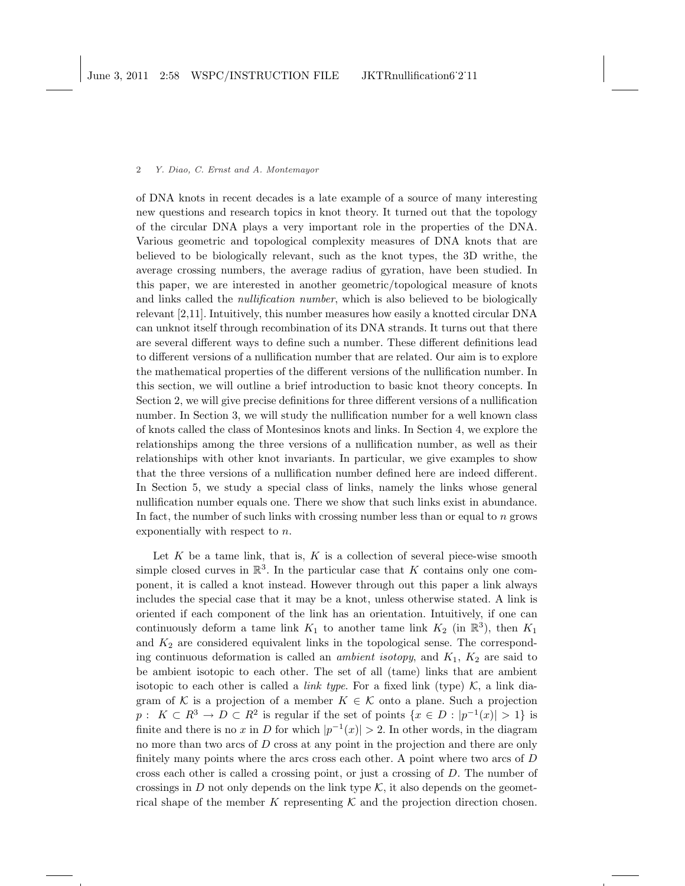of DNA knots in recent decades is a late example of a source of many interesting new questions and research topics in knot theory. It turned out that the topology of the circular DNA plays a very important role in the properties of the DNA. Various geometric and topological complexity measures of DNA knots that are believed to be biologically relevant, such as the knot types, the 3D writhe, the average crossing numbers, the average radius of gyration, have been studied. In this paper, we are interested in another geometric/topological measure of knots and links called the *nullification number*, which is also believed to be biologically relevant [2,11]. Intuitively, this number measures how easily a knotted circular DNA can unknot itself through recombination of its DNA strands. It turns out that there are several different ways to define such a number. These different definitions lead to different versions of a nullification number that are related. Our aim is to explore the mathematical properties of the different versions of the nullification number. In this section, we will outline a brief introduction to basic knot theory concepts. In Section 2, we will give precise definitions for three different versions of a nullification number. In Section 3, we will study the nullification number for a well known class of knots called the class of Montesinos knots and links. In Section 4, we explore the relationships among the three versions of a nullification number, as well as their relationships with other knot invariants. In particular, we give examples to show that the three versions of a nullification number defined here are indeed different. In Section 5, we study a special class of links, namely the links whose general nullification number equals one. There we show that such links exist in abundance. In fact, the number of such links with crossing number less than or equal to $n$ grows exponentially with respect to $n$.

Let $K$ be a tame link, that is, $K$ is a collection of several piece-wise smooth simple closed curves in $\mathbb{R}^3$. In the particular case that $K$ contains only one component, it is called a knot instead. However through out this paper a link always includes the special case that it may be a knot, unless otherwise stated. A link is oriented if each component of the link has an orientation. Intuitively, if one can continuously deform a tame link $K_1$ to another tame link $K_2$ (in $\mathbb{R}^3$), then $K_1$ and $K_2$ are considered equivalent links in the topological sense. The corresponding continuous deformation is called an *ambient isotopy*, and $K_1$, $K_2$ are said to be ambient isotopic to each other. The set of all (tame) links that are ambient isotopic to each other is called a *link type*. For a fixed link (type) $\mathcal{K}$, a link diagram of $\mathcal{K}$ is a projection of a member $K \in \mathcal{K}$ onto a plane. Such a projection $p: \ K \subset R^3 \to D \subset R^2$ is regular if the set of points $\{x \in D : |p^{-1}(x)| > 1\}$ is finite and there is no $x$ in $D$ for which $|p^{-1}(x)| > 2$. In other words, in the diagram no more than two arcs of $D$ cross at any point in the projection and there are only finitely many points where the arcs cross each other. A point where two arcs of $D$ cross each other is called a crossing point, or just a crossing of $D$. The number of crossings in $D$ not only depends on the link type $\mathcal{K}$, it also depends on the geometrical shape of the member $K$ representing $\mathcal{K}$ and the projection direction chosen.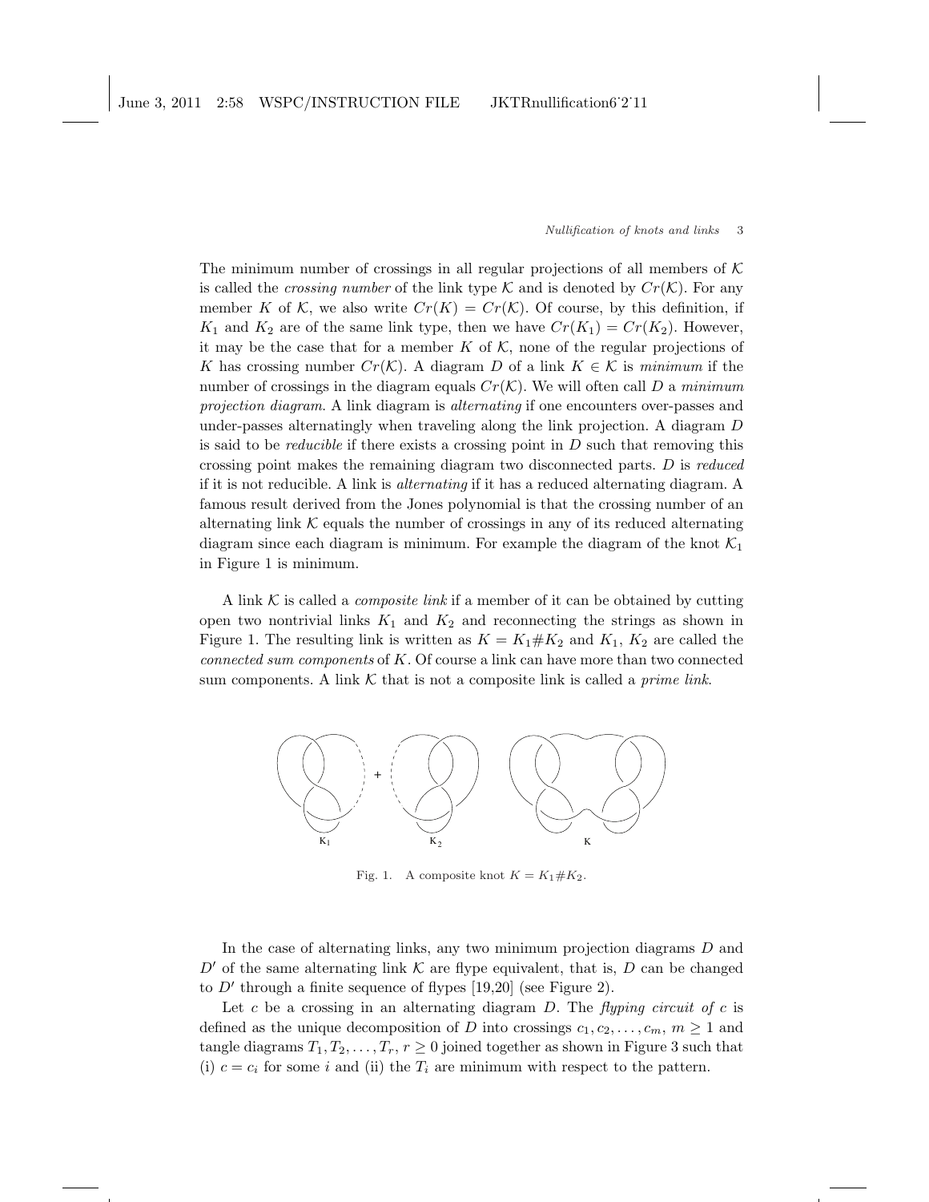The minimum number of crossings in all regular projections of all members of $\mathcal{K}$ is called the *crossing number* of the link type $\mathcal{K}$ and is denoted by $Cr(\mathcal{K})$. For any member $K$ of $\mathcal{K}$, we also write $Cr(K) = Cr(\mathcal{K})$. Of course, by this definition, if $K_1$ and $K_2$ are of the same link type, then we have $Cr(K_1) = Cr(K_2)$. However, it may be the case that for a member $K$ of $\mathcal{K}$, none of the regular projections of $K$ has crossing number $Cr(\mathcal{K})$. A diagram $D$ of a link $K \in \mathcal{K}$ is *minimum* if the number of crossings in the diagram equals $Cr(\mathcal{K})$. We will often call $D$ a *minimum projection diagram*. A link diagram is *alternating* if one encounters over-passes and under-passes alternatingly when traveling along the link projection. A diagram $D$ is said to be *reducible* if there exists a crossing point in $D$ such that removing this crossing point makes the remaining diagram two disconnected parts. $D$ is *reduced* if it is not reducible. A link is *alternating* if it has a reduced alternating diagram. A famous result derived from the Jones polynomial is that the crossing number of an alternating link $\mathcal{K}$ equals the number of crossings in any of its reduced alternating diagram since each diagram is minimum. For example the diagram of the knot $\mathcal{K}_1$ in Figure 1 is minimum.

A link $\mathcal{K}$ is called a *composite link* if a member of it can be obtained by cutting open two nontrivial links $K_1$ and $K_2$ and reconnecting the strings as shown in Figure 1. The resulting link is written as $K = K_1 \# K_2$ and $K_1$, $K_2$ are called the *connected sum components* of $K$. Of course a link can have more than two connected sum components. A link $\mathcal{K}$ that is not a composite link is called a *prime link*.

Fig. 1. A composite knot $K = K_1 \# K_2$.

In the case of alternating links, any two minimum projection diagrams $D$ and $D'$ of the same alternating link $\mathcal{K}$ are flype equivalent, that is, $D$ can be changed to $D'$ through a finite sequence of flypes [19,20] (see Figure 2).

Let $c$ be a crossing in an alternating diagram $D$. The *flyping circuit of* $c$ is defined as the unique decomposition of $D$ into crossings $c_1, c_2, \ldots, c_m$, $m \geq 1$ and tangle diagrams $T_1, T_2, \ldots, T_r$, $r \geq 0$ joined together as shown in Figure 3 such that (i) $c = c_i$ for some $i$ and (ii) the $T_i$ are minimum with respect to the pattern.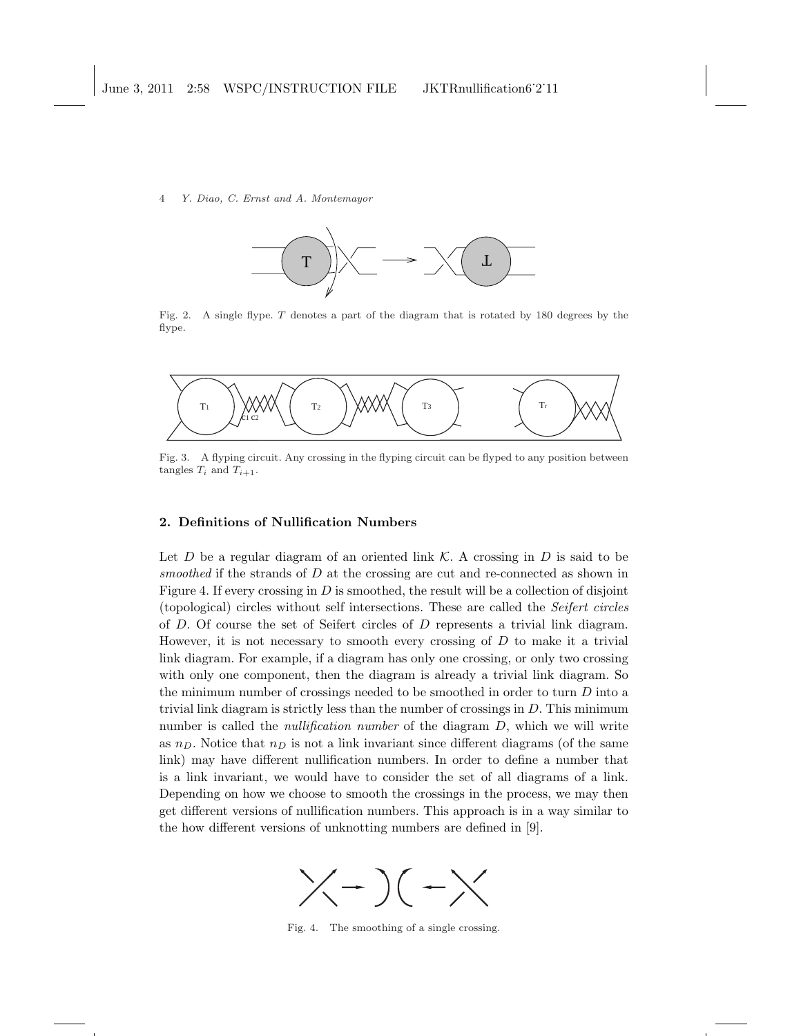Fig. 2. A single flype. $T$ denotes a part of the diagram that is rotated by 180 degrees by the flype.

Fig. 3. A flyping circuit. Any crossing in the flyping circuit can be flyped to any position between tangles $T_i$ and $T_{i+1}$.

## 2. Definitions of Nullification Numbers

Let $D$ be a regular diagram of an oriented link $\mathcal{K}$. A crossing in $D$ is said to be *smoothed* if the strands of $D$ at the crossing are cut and re-connected as shown in Figure 4. If every crossing in $D$ is smoothed, the result will be a collection of disjoint (topological) circles without self intersections. These are called the *Seifert circles* of $D$. Of course the set of Seifert circles of $D$ represents a trivial link diagram. However, it is not necessary to smooth every crossing of $D$ to make it a trivial link diagram. For example, if a diagram has only one crossing, or only two crossing with only one component, then the diagram is already a trivial link diagram. So the minimum number of crossings needed to be smoothed in order to turn $D$ into a trivial link diagram is strictly less than the number of crossings in $D$. This minimum number is called the *nullification number* of the diagram $D$, which we will write as $n_D$. Notice that $n_D$ is not a link invariant since different diagrams (of the same link) may have different nullification numbers. In order to define a number that is a link invariant, we would have to consider the set of all diagrams of a link. Depending on how we choose to smooth the crossings in the process, we may then get different versions of nullification numbers. This approach is in a way similar to the how different versions of unknotting numbers are defined in [9].

Fig. 4. The smoothing of a single crossing.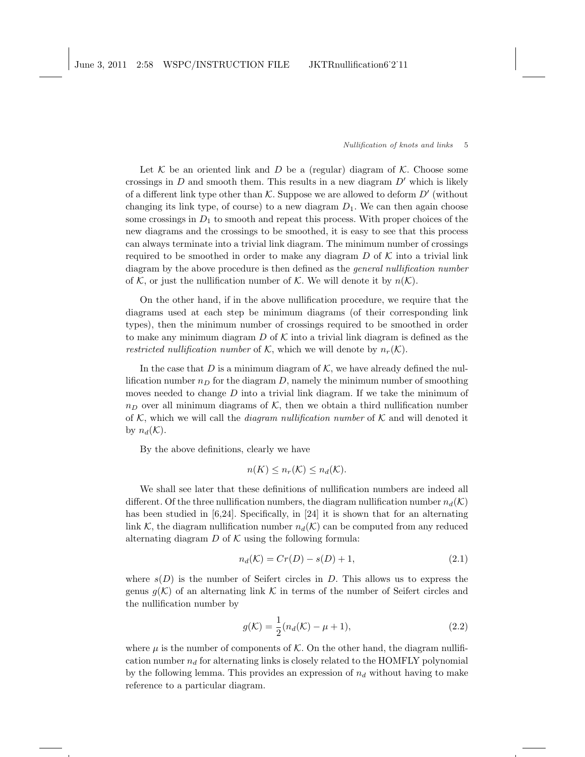Let $\mathcal{K}$ be an oriented link and $D$ be a (regular) diagram of $\mathcal{K}$. Choose some crossings in $D$ and smooth them. This results in a new diagram $D'$ which is likely of a different link type other than $\mathcal{K}$. Suppose we are allowed to deform $D'$ (without changing its link type, of course) to a new diagram $D_1$. We can then again choose some crossings in $D_1$ to smooth and repeat this process. With proper choices of the new diagrams and the crossings to be smoothed, it is easy to see that this process can always terminate into a trivial link diagram. The minimum number of crossings required to be smoothed in order to make any diagram $D$ of $\mathcal{K}$ into a trivial link diagram by the above procedure is then defined as the *general nullification number* of $\mathcal{K}$, or just the nullification number of $\mathcal{K}$. We will denote it by $n(\mathcal{K})$.

On the other hand, if in the above nullification procedure, we require that the diagrams used at each step be minimum diagrams (of their corresponding link types), then the minimum number of crossings required to be smoothed in order to make any minimum diagram $D$ of $\mathcal{K}$ into a trivial link diagram is defined as the *restricted nullification number* of $\mathcal{K}$, which we will denote by $n_r(\mathcal{K})$.

In the case that $D$ is a minimum diagram of $\mathcal{K}$, we have already defined the nullification number $n_D$ for the diagram $D$, namely the minimum number of smoothing moves needed to change $D$ into a trivial link diagram. If we take the minimum of $n_D$ over all minimum diagrams of $\mathcal{K}$, then we obtain a third nullification number of $\mathcal{K}$, which we will call the *diagram nullification number* of $\mathcal{K}$ and will denoted it by $n_d(\mathcal{K})$.

By the above definitions, clearly we have

$$n(K) \leq n_r(\mathcal{K}) \leq n_d(\mathcal{K}).$$

We shall see later that these definitions of nullification numbers are indeed all different. Of the three nullification numbers, the diagram nullification number $n_d(\mathcal{K})$ has been studied in [6,24]. Specifically, in [24] it is shown that for an alternating link $\mathcal{K}$, the diagram nullification number $n_d(\mathcal{K})$ can be computed from any reduced alternating diagram $D$ of $\mathcal{K}$ using the following formula:

$$n_d(\mathcal{K}) = Cr(D) - s(D) + 1, \tag{2.1}$$

where $s(D)$ is the number of Seifert circles in $D$. This allows us to express the genus $g(\mathcal{K})$ of an alternating link $\mathcal{K}$ in terms of the number of Seifert circles and the nullification number by

$$g(\mathcal{K}) = \frac{1}{2}(n_d(\mathcal{K}) - \mu + 1), \tag{2.2}$$

where $\mu$ is the number of components of $\mathcal{K}$. On the other hand, the diagram nullification number $n_d$ for alternating links is closely related to the HOMFLY polynomial by the following lemma. This provides an expression of $n_d$ without having to make reference to a particular diagram.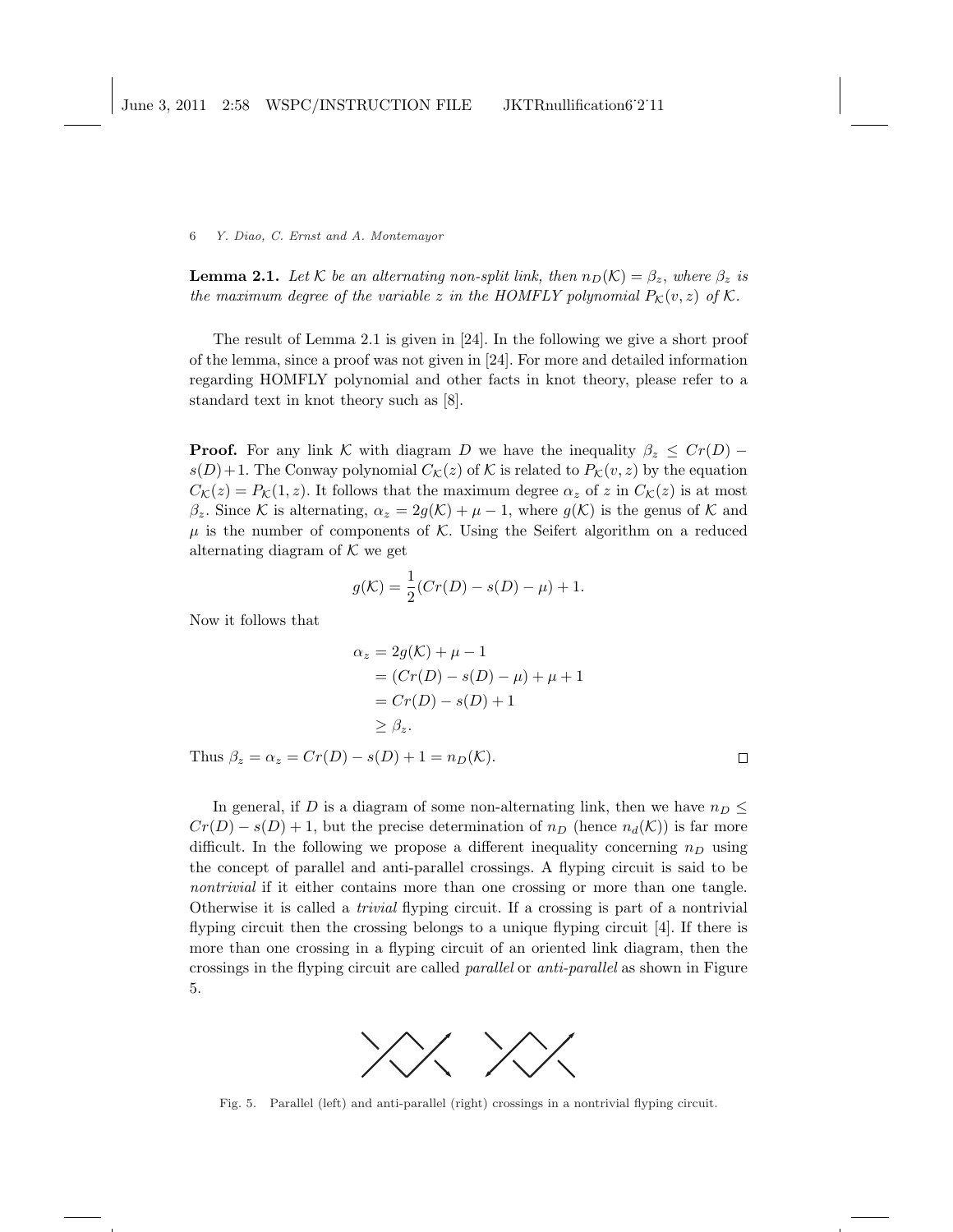**Lemma 2.1.** *Let $\mathcal{K}$ be an alternating non-split link, then $n_D(\mathcal{K}) = \beta_z$, where $\beta_z$ is the maximum degree of the variable $z$ in the HOMFLY polynomial $P_{\mathcal{K}}(v, z)$ of $\mathcal{K}$.*

The result of Lemma 2.1 is given in [24]. In the following we give a short proof of the lemma, since a proof was not given in [24]. For more and detailed information regarding HOMFLY polynomial and other facts in knot theory, please refer to a standard text in knot theory such as [8].

**Proof.** For any link $\mathcal{K}$ with diagram $D$ we have the inequality $\beta_z \leq Cr(D) - s(D) + 1$. The Conway polynomial $C_{\mathcal{K}}(z)$ of $\mathcal{K}$ is related to $P_{\mathcal{K}}(v, z)$ by the equation $C_{\mathcal{K}}(z) = P_{\mathcal{K}}(1, z)$. It follows that the maximum degree $\alpha_z$ of $z$ in $C_{\mathcal{K}}(z)$ is at most $\beta_z$. Since $\mathcal{K}$ is alternating, $\alpha_z = 2g(\mathcal{K}) + \mu - 1$, where $g(\mathcal{K})$ is the genus of $\mathcal{K}$ and $\mu$ is the number of components of $\mathcal{K}$. Using the Seifert algorithm on a reduced alternating diagram of $\mathcal{K}$ we get

$$g(\mathcal{K}) = \frac{1}{2}(Cr(D) - s(D) - \mu) + 1.$$

Now it follows that

$$\begin{aligned}
\alpha_z &= 2g(\mathcal{K}) + \mu - 1 \\
&= (Cr(D) - s(D) - \mu) + \mu + 1 \\
&= Cr(D) - s(D) + 1 \\
&\geq \beta_z.
\end{aligned}$$

Thus $\beta_z = \alpha_z = Cr(D) - s(D) + 1 = n_D(\mathcal{K})$. $\square$

In general, if $D$ is a diagram of some non-alternating link, then we have $n_D \leq Cr(D) - s(D) + 1$, but the precise determination of $n_D$ (hence $n_d(\mathcal{K})$) is far more difficult. In the following we propose a different inequality concerning $n_D$ using the concept of parallel and anti-parallel crossings. A flyping circuit is said to be *nontrivial* if it either contains more than one crossing or more than one tangle. Otherwise it is called a *trivial* flyping circuit. If a crossing is part of a nontrivial flyping circuit then the crossing belongs to a unique flyping circuit [4]. If there is more than one crossing in a flyping circuit of an oriented link diagram, then the crossings in the flyping circuit are called *parallel* or *anti-parallel* as shown in Figure 5.

Fig. 5. Parallel (left) and anti-parallel (right) crossings in a nontrivial flyping circuit.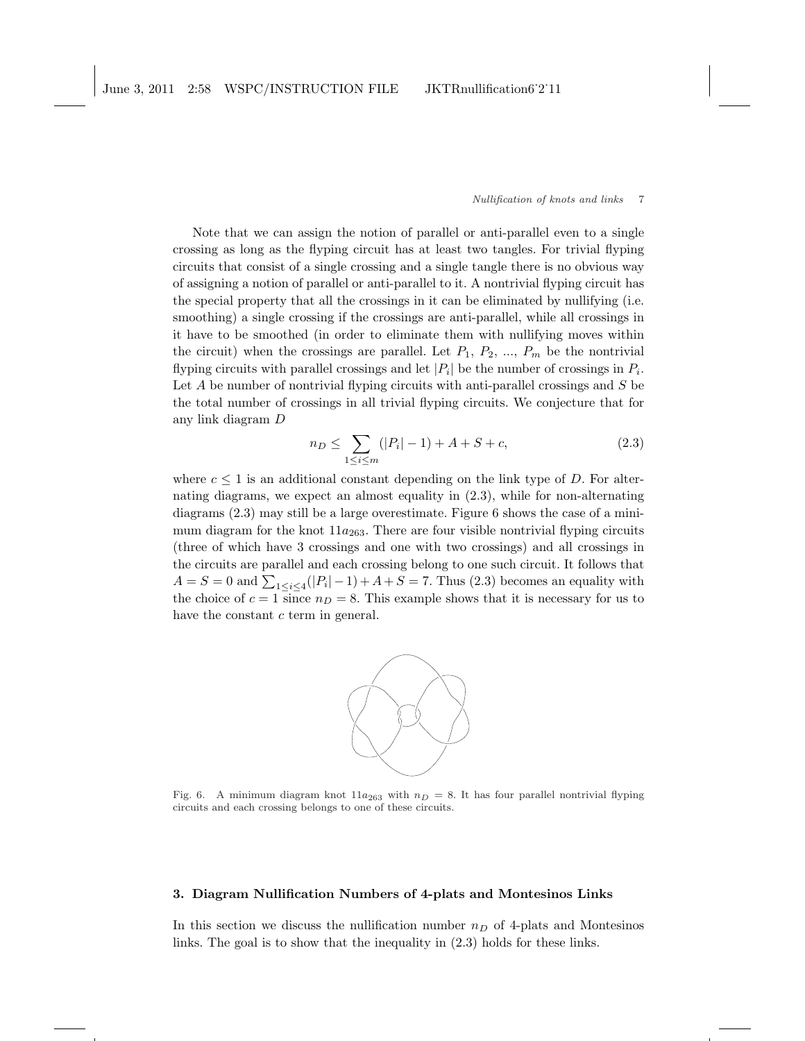Note that we can assign the notion of parallel or anti-parallel even to a single crossing as long as the flyping circuit has at least two tangles. For trivial flyping circuits that consist of a single crossing and a single tangle there is no obvious way of assigning a notion of parallel or anti-parallel to it. A nontrivial flyping circuit has the special property that all the crossings in it can be eliminated by nullifying (i.e. smoothing) a single crossing if the crossings are anti-parallel, while all crossings in it have to be smoothed (in order to eliminate them with nullifying moves within the circuit) when the crossings are parallel. Let $P_1$, $P_2$, ..., $P_m$ be the nontrivial flyping circuits with parallel crossings and let $|P_i|$ be the number of crossings in $P_i$. Let $A$ be number of nontrivial flyping circuits with anti-parallel crossings and $S$ be the total number of crossings in all trivial flyping circuits. We conjecture that for any link diagram $D$

$$n_D \leq \sum_{1 \leq i \leq m} (|P_i| - 1) + A + S + c, \tag{2.3}$$

where $c \leq 1$ is an additional constant depending on the link type of $D$. For alternating diagrams, we expect an almost equality in (2.3), while for non-alternating diagrams (2.3) may still be a large overestimate. Figure 6 shows the case of a minimum diagram for the knot $11a_{263}$. There are four visible nontrivial flyping circuits (three of which have 3 crossings and one with two crossings) and all crossings in the circuits are parallel and each crossing belong to one such circuit. It follows that $A = S = 0$ and $\sum_{1 \leq i \leq 4}(|P_i| - 1) + A + S = 7$. Thus (2.3) becomes an equality with the choice of $c = 1$ since $n_D = 8$. This example shows that it is necessary for us to have the constant $c$ term in general.

Fig. 6. A minimum diagram knot $11a_{263}$ with $n_D = 8$. It has four parallel nontrivial flyping circuits and each crossing belongs to one of these circuits.

## 3. Diagram Nullification Numbers of 4-plats and Montesinos Links

In this section we discuss the nullification number $n_D$ of 4-plats and Montesinos links. The goal is to show that the inequality in (2.3) holds for these links.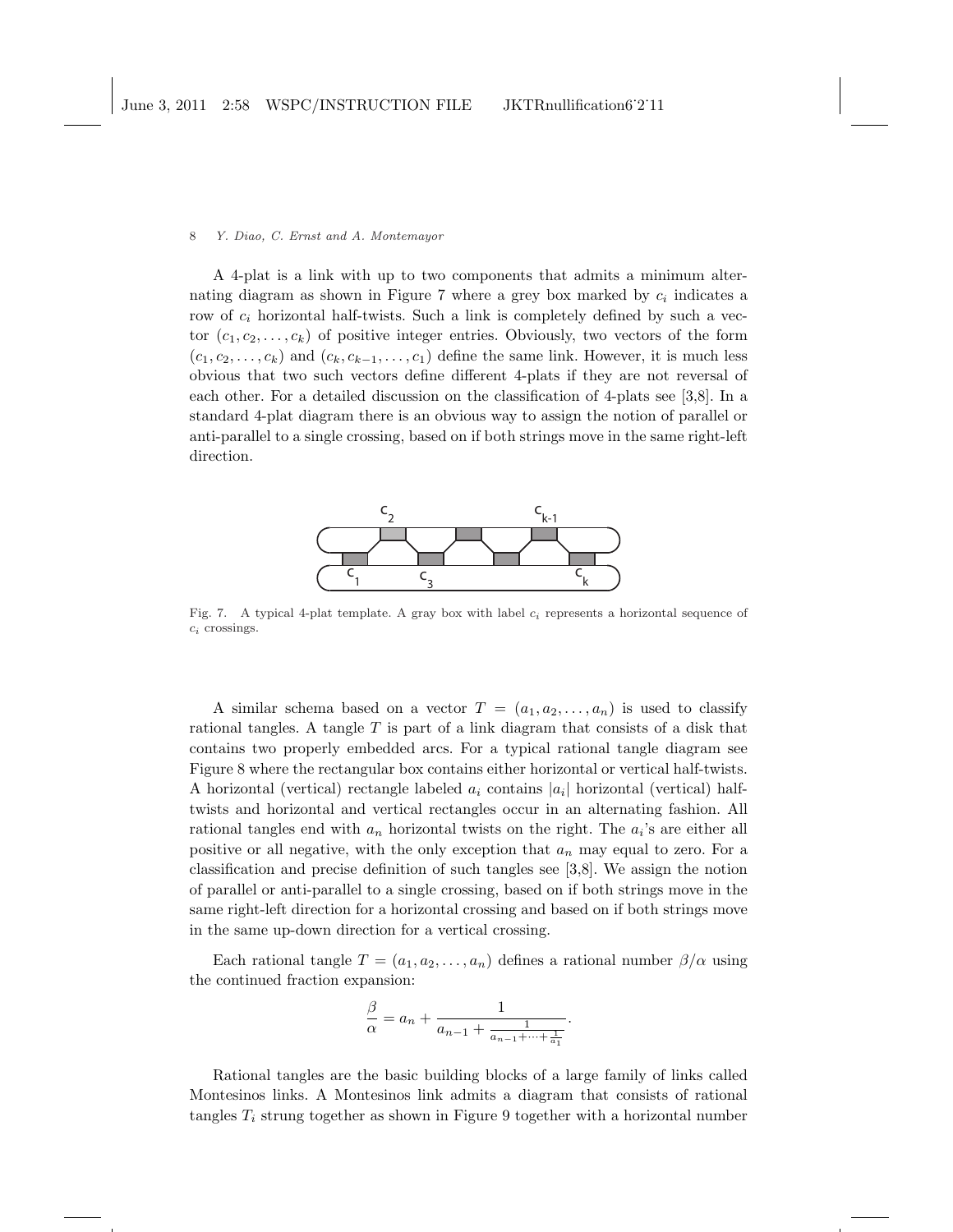A 4-plat is a link with up to two components that admits a minimum alternating diagram as shown in Figure 7 where a grey box marked by $c_i$ indicates a row of $c_i$ horizontal half-twists. Such a link is completely defined by such a vector $(c_1, c_2, \ldots, c_k)$ of positive integer entries. Obviously, two vectors of the form $(c_1, c_2, \ldots, c_k)$ and $(c_k, c_{k-1}, \ldots, c_1)$ define the same link. However, it is much less obvious that two such vectors define different 4-plats if they are not reversal of each other. For a detailed discussion on the classification of 4-plats see [3,8]. In a standard 4-plat diagram there is an obvious way to assign the notion of parallel or anti-parallel to a single crossing, based on if both strings move in the same right-left direction.

Fig. 7. A typical 4-plat template. A gray box with label $c_i$ represents a horizontal sequence of $c_i$ crossings.

A similar schema based on a vector $T = (a_1, a_2, \ldots, a_n)$ is used to classify rational tangles. A tangle $T$ is part of a link diagram that consists of a disk that contains two properly embedded arcs. For a typical rational tangle diagram see Figure 8 where the rectangular box contains either horizontal or vertical half-twists. A horizontal (vertical) rectangle labeled $a_i$ contains $|a_i|$ horizontal (vertical) half-twists and horizontal and vertical rectangles occur in an alternating fashion. All rational tangles end with $a_n$ horizontal twists on the right. The $a_i$'s are either all positive or all negative, with the only exception that $a_n$ may equal to zero. For a classification and precise definition of such tangles see [3,8]. We assign the notion of parallel or anti-parallel to a single crossing, based on if both strings move in the same right-left direction for a horizontal crossing and based on if both strings move in the same up-down direction for a vertical crossing.

Each rational tangle $T = (a_1, a_2, \ldots, a_n)$ defines a rational number $\beta/\alpha$ using the continued fraction expansion:

$$\frac{\beta}{\alpha} = a_n + \frac{1}{a_{n-1} + \frac{1}{a_{n-1} + \cdots + \frac{1}{a_1}}}.$$

Rational tangles are the basic building blocks of a large family of links called Montesinos links. A Montesinos link admits a diagram that consists of rational tangles $T_i$ strung together as shown in Figure 9 together with a horizontal number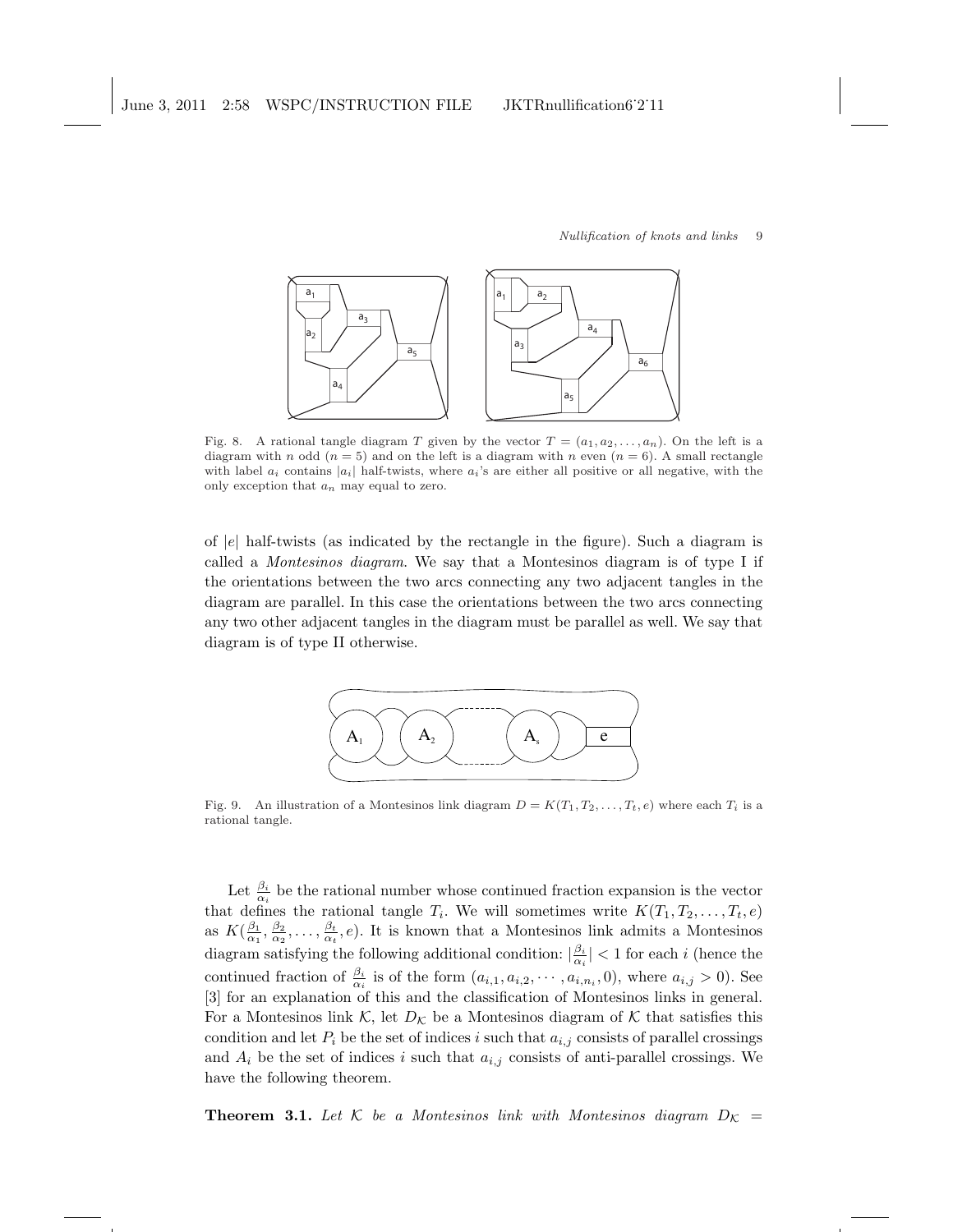Fig. 8. A rational tangle diagram $T$ given by the vector $T = (a_1, a_2, \dots, a_n)$. On the left is a diagram with $n$ odd ($n = 5$) and on the left is a diagram with $n$ even ($n = 6$). A small rectangle with label $a_i$ contains $|a_i|$ half-twists, where $a_i$'s are either all positive or all negative, with the only exception that $a_n$ may equal to zero.

of $|e|$ half-twists (as indicated by the rectangle in the figure). Such a diagram is called a *Montesinos diagram*. We say that a Montesinos diagram is of type I if the orientations between the two arcs connecting any two adjacent tangles in the diagram are parallel. In this case the orientations between the two arcs connecting any two other adjacent tangles in the diagram must be parallel as well. We say that diagram is of type II otherwise.

Fig. 9. An illustration of a Montesinos link diagram $D = K(T_1, T_2, \dots, T_t, e)$ where each $T_i$ is a rational tangle.

Let $\frac{\beta_i}{\alpha_i}$ be the rational number whose continued fraction expansion is the vector that defines the rational tangle $T_i$. We will sometimes write $K(T_1, T_2, \dots, T_t, e)$ as $K(\frac{\beta_1}{\alpha_1}, \frac{\beta_2}{\alpha_2}, \dots, \frac{\beta_t}{\alpha_t}, e)$. It is known that a Montesinos link admits a Montesinos diagram satisfying the following additional condition: $|\frac{\beta_i}{\alpha_i}| < 1$ for each $i$ (hence the continued fraction of $\frac{\beta_i}{\alpha_i}$ is of the form $(a_{i,1}, a_{i,2}, \cdots, a_{i,n_i}, 0)$, where $a_{i,j} > 0$). See [3] for an explanation of this and the classification of Montesinos links in general. For a Montesinos link $\mathcal{K}$, let $D_{\mathcal{K}}$ be a Montesinos diagram of $\mathcal{K}$ that satisfies this condition and let $P_i$ be the set of indices $i$ such that $a_{i,j}$ consists of parallel crossings and $A_i$ be the set of indices $i$ such that $a_{i,j}$ consists of anti-parallel crossings. We have the following theorem.

**Theorem 3.1.** *Let $\mathcal{K}$ be a Montesinos link with Montesinos diagram $D_{\mathcal{K}}$ =*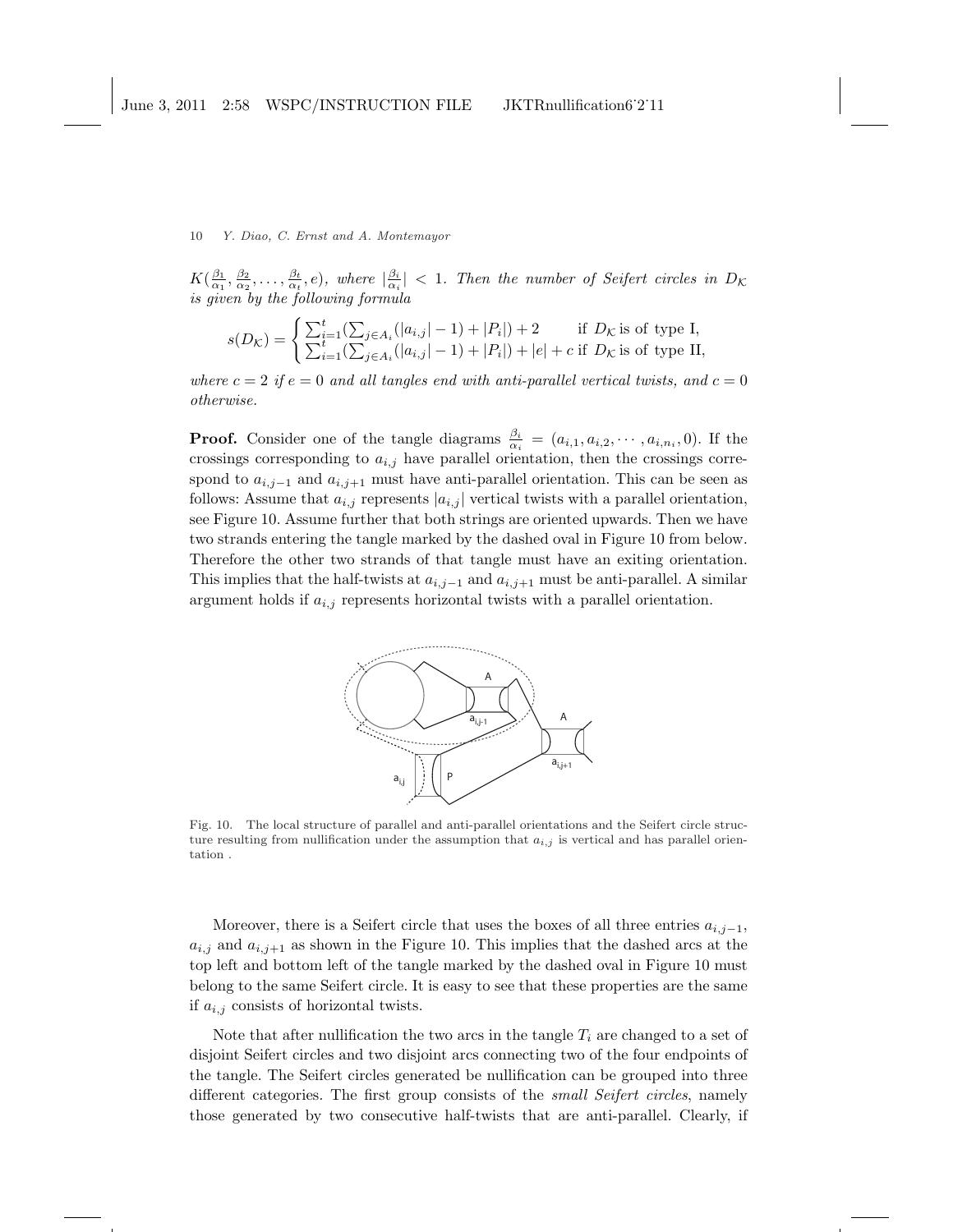*$K(\frac{\beta_1}{\alpha_1}, \frac{\beta_2}{\alpha_2}, \ldots, \frac{\beta_t}{\alpha_t}, e)$, where $|\frac{\beta_i}{\alpha_i}| < 1$. Then the number of Seifert circles in $D_{\mathcal{K}}$ is given by the following formula*

$$s(D_{\mathcal{K}}) = \begin{cases} \sum_{i=1}^{t}(\sum_{j\in A_i}(|a_{i,j}|-1)+|P_i|)+2 & \text{if } D_{\mathcal{K}} \text{ is of type I,} \\ \sum_{i=1}^{t}(\sum_{j\in A_i}(|a_{i,j}|-1)+|P_i|)+|e|+c & \text{if } D_{\mathcal{K}} \text{ is of type II,} \end{cases}$$

*where $c = 2$ if $e = 0$ and all tangles end with anti-parallel vertical twists, and $c = 0$ otherwise.*

**Proof.** Consider one of the tangle diagrams $\frac{\beta_i}{\alpha_i} = (a_{i,1}, a_{i,2}, \cdots, a_{i,n_i}, 0)$. If the crossings corresponding to $a_{i,j}$ have parallel orientation, then the crossings correspond to $a_{i,j-1}$ and $a_{i,j+1}$ must have anti-parallel orientation. This can be seen as follows: Assume that $a_{i,j}$ represents $|a_{i,j}|$ vertical twists with a parallel orientation, see Figure 10. Assume further that both strings are oriented upwards. Then we have two strands entering the tangle marked by the dashed oval in Figure 10 from below. Therefore the other two strands of that tangle must have an exiting orientation. This implies that the half-twists at $a_{i,j-1}$ and $a_{i,j+1}$ must be anti-parallel. A similar argument holds if $a_{i,j}$ represents horizontal twists with a parallel orientation.

Fig. 10. The local structure of parallel and anti-parallel orientations and the Seifert circle structure resulting from nullification under the assumption that $a_{i,j}$ is vertical and has parallel orientation .

Moreover, there is a Seifert circle that uses the boxes of all three entries $a_{i,j-1}$, $a_{i,j}$ and $a_{i,j+1}$ as shown in the Figure 10. This implies that the dashed arcs at the top left and bottom left of the tangle marked by the dashed oval in Figure 10 must belong to the same Seifert circle. It is easy to see that these properties are the same if $a_{i,j}$ consists of horizontal twists.

Note that after nullification the two arcs in the tangle $T_i$ are changed to a set of disjoint Seifert circles and two disjoint arcs connecting two of the four endpoints of the tangle. The Seifert circles generated be nullification can be grouped into three different categories. The first group consists of the *small Seifert circles*, namely those generated by two consecutive half-twists that are anti-parallel. Clearly, if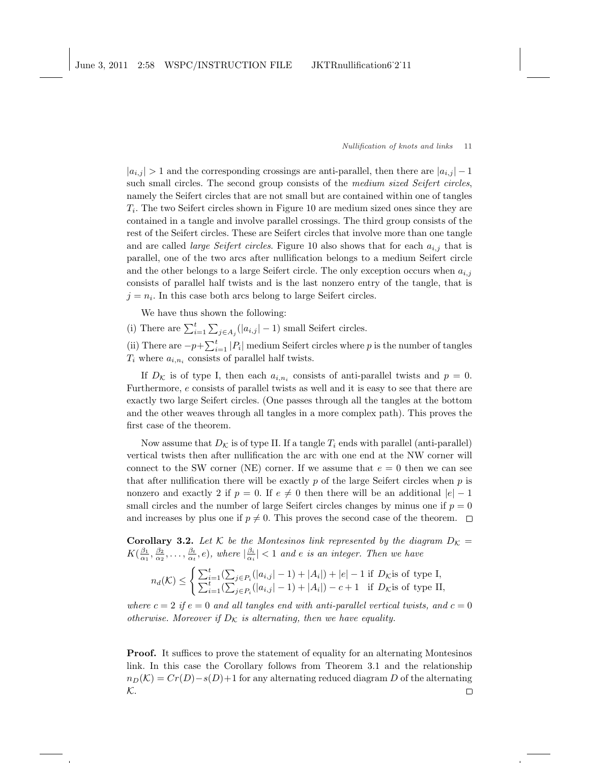$|a_{i,j}| > 1$ and the corresponding crossings are anti-parallel, then there are $|a_{i,j}| - 1$ such small circles. The second group consists of the *medium sized Seifert circles*, namely the Seifert circles that are not small but are contained within one of tangles $T_i$. The two Seifert circles shown in Figure 10 are medium sized ones since they are contained in a tangle and involve parallel crossings. The third group consists of the rest of the Seifert circles. These are Seifert circles that involve more than one tangle and are called *large Seifert circles*. Figure 10 also shows that for each $a_{i,j}$ that is parallel, one of the two arcs after nullification belongs to a medium Seifert circle and the other belongs to a large Seifert circle. The only exception occurs when $a_{i,j}$ consists of parallel half twists and is the last nonzero entry of the tangle, that is $j = n_i$. In this case both arcs belong to large Seifert circles.

We have thus shown the following:

(i) There are $\sum_{i=1}^{t} \sum_{j \in A_j} (|a_{i,j}| - 1)$ small Seifert circles.

(ii) There are $-p + \sum_{i=1}^{t} |P_i|$ medium Seifert circles where $p$ is the number of tangles $T_i$ where $a_{i,n_i}$ consists of parallel half twists.

If $D_{\mathcal{K}}$ is of type I, then each $a_{i,n_i}$ consists of anti-parallel twists and $p = 0$. Furthermore, $e$ consists of parallel twists as well and it is easy to see that there are exactly two large Seifert circles. (One passes through all the tangles at the bottom and the other weaves through all tangles in a more complex path). This proves the first case of the theorem.

Now assume that $D_{\mathcal{K}}$ is of type II. If a tangle $T_i$ ends with parallel (anti-parallel) vertical twists then after nullification the arc with one end at the NW corner will connect to the SW corner (NE) corner. If we assume that $e = 0$ then we can see that after nullification there will be exactly $p$ of the large Seifert circles when $p$ is nonzero and exactly 2 if $p = 0$. If $e \neq 0$ then there will be an additional $|e| - 1$ small circles and the number of large Seifert circles changes by minus one if $p = 0$ and increases by plus one if $p \neq 0$. This proves the second case of the theorem. □

**Corollary 3.2.** *Let $\mathcal{K}$ be the Montesinos link represented by the diagram $D_{\mathcal{K}} = K(\frac{\beta_1}{\alpha_1}, \frac{\beta_2}{\alpha_2}, \ldots, \frac{\beta_t}{\alpha_t}, e)$, where $|\frac{\beta_i}{\alpha_i}| < 1$ and $e$ is an integer. Then we have*

$$n_d(\mathcal{K}) \leq \begin{cases} \sum_{i=1}^{t} (\sum_{j \in P_i} (|a_{i,j}| - 1) + |A_i|) + |e| - 1 & \text{if } D_{\mathcal{K}} \text{is of type I,} \\ \sum_{i=1}^{t} (\sum_{j \in P_i} (|a_{i,j}| - 1) + |A_i|) - c + 1 & \text{if } D_{\mathcal{K}} \text{is of type II,} \end{cases}$$

*where $c = 2$ if $e = 0$ and all tangles end with anti-parallel vertical twists, and $c = 0$ otherwise. Moreover if $D_{\mathcal{K}}$ is alternating, then we have equality.*

**Proof.** It suffices to prove the statement of equality for an alternating Montesinos link. In this case the Corollary follows from Theorem 3.1 and the relationship $n_D(\mathcal{K}) = Cr(D) - s(D) + 1$ for any alternating reduced diagram $D$ of the alternating $\mathcal{K}$. □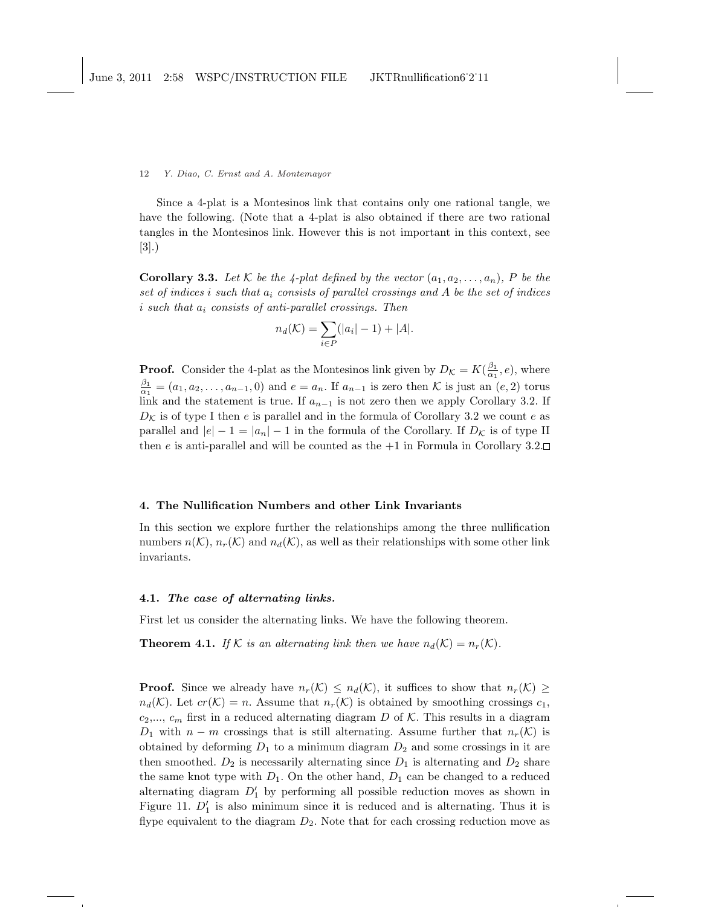Since a 4-plat is a Montesinos link that contains only one rational tangle, we have the following. (Note that a 4-plat is also obtained if there are two rational tangles in the Montesinos link. However this is not important in this context, see [3].)

**Corollary 3.3.** *Let $\mathcal{K}$ be the 4-plat defined by the vector $(a_1, a_2, \ldots, a_n)$, $P$ be the set of indices $i$ such that $a_i$ consists of parallel crossings and $A$ be the set of indices $i$ such that $a_i$ consists of anti-parallel crossings. Then*

$$n_d(\mathcal{K}) = \sum_{i \in P} (|a_i| - 1) + |A|.$$

**Proof.** Consider the 4-plat as the Montesinos link given by $D_{\mathcal{K}} = K(\frac{\beta_1}{\alpha_1}, e)$, where $\frac{\beta_1}{\alpha_1} = (a_1, a_2, \ldots, a_{n-1}, 0)$ and $e = a_n$. If $a_{n-1}$ is zero then $\mathcal{K}$ is just an $(e, 2)$ torus link and the statement is true. If $a_{n-1}$ is not zero then we apply Corollary 3.2. If $D_{\mathcal{K}}$ is of type I then $e$ is parallel and in the formula of Corollary 3.2 we count $e$ as parallel and $|e| - 1 = |a_n| - 1$ in the formula of the Corollary. If $D_{\mathcal{K}}$ is of type II then $e$ is anti-parallel and will be counted as the $+1$ in Formula in Corollary 3.2. $\square$

## 4. The Nullification Numbers and other Link Invariants

In this section we explore further the relationships among the three nullification numbers $n(\mathcal{K})$, $n_r(\mathcal{K})$ and $n_d(\mathcal{K})$, as well as their relationships with some other link invariants.

### 4.1. *The case of alternating links.*

First let us consider the alternating links. We have the following theorem.

**Theorem 4.1.** *If $\mathcal{K}$ is an alternating link then we have $n_d(\mathcal{K}) = n_r(\mathcal{K})$.*

**Proof.** Since we already have $n_r(\mathcal{K}) \leq n_d(\mathcal{K})$, it suffices to show that $n_r(\mathcal{K}) \geq n_d(\mathcal{K})$. Let $cr(\mathcal{K}) = n$. Assume that $n_r(\mathcal{K})$ is obtained by smoothing crossings $c_1$, $c_2$,..., $c_m$ first in a reduced alternating diagram $D$ of $\mathcal{K}$. This results in a diagram $D_1$ with $n - m$ crossings that is still alternating. Assume further that $n_r(\mathcal{K})$ is obtained by deforming $D_1$ to a minimum diagram $D_2$ and some crossings in it are then smoothed. $D_2$ is necessarily alternating since $D_1$ is alternating and $D_2$ share the same knot type with $D_1$. On the other hand, $D_1$ can be changed to a reduced alternating diagram $D_1'$ by performing all possible reduction moves as shown in Figure 11. $D_1'$ is also minimum since it is reduced and is alternating. Thus it is flype equivalent to the diagram $D_2$. Note that for each crossing reduction move as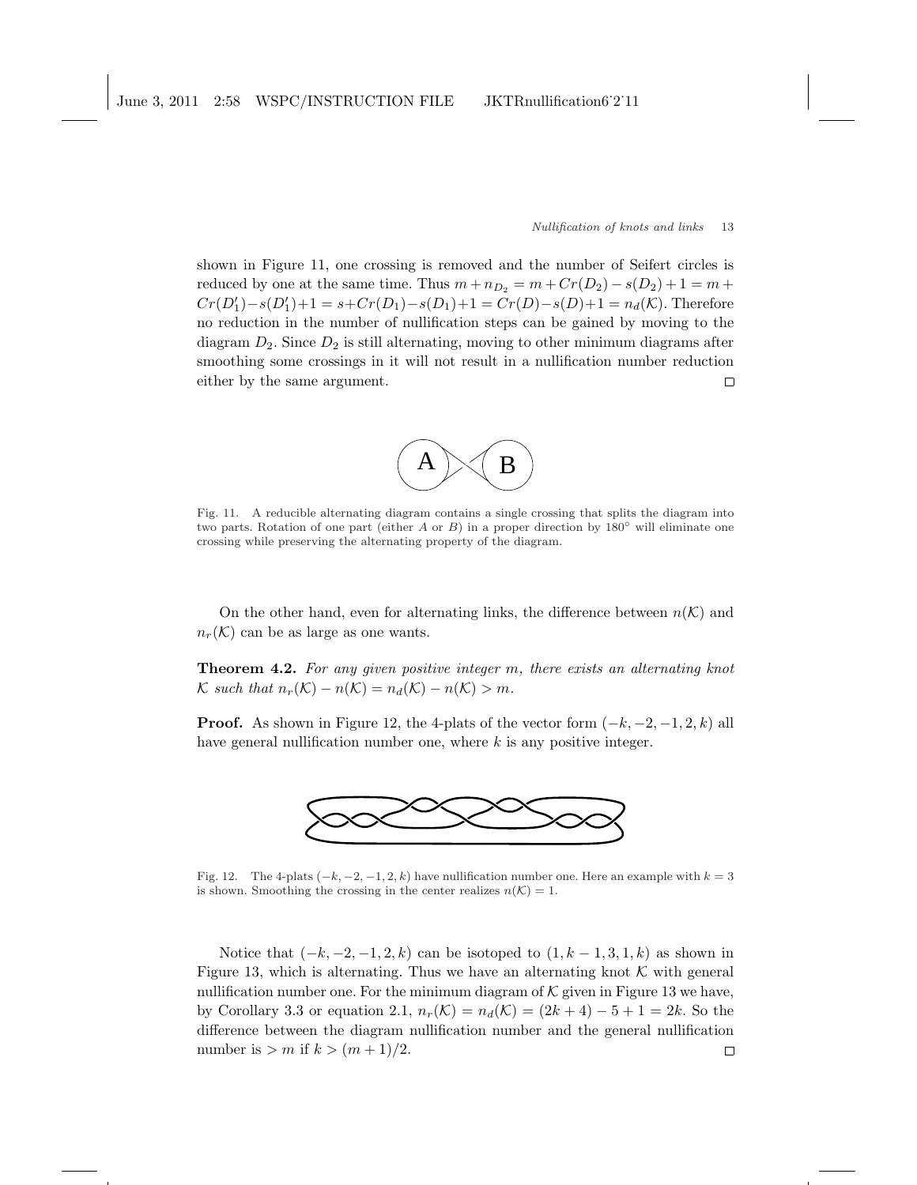shown in Figure 11, one crossing is removed and the number of Seifert circles is reduced by one at the same time. Thus $m + n_{D_2} = m + Cr(D_2) - s(D_2) + 1 = m + Cr(D_1') - s(D_1') + 1 = s + Cr(D_1) - s(D_1) + 1 = Cr(D) - s(D) + 1 = n_d(\mathcal{K})$. Therefore no reduction in the number of nullification steps can be gained by moving to the diagram $D_2$. Since $D_2$ is still alternating, moving to other minimum diagrams after smoothing some crossings in it will not result in a nullification number reduction either by the same argument. □

Fig. 11. A reducible alternating diagram contains a single crossing that splits the diagram into two parts. Rotation of one part (either $A$ or $B$) in a proper direction by $180°$ will eliminate one crossing while preserving the alternating property of the diagram.

On the other hand, even for alternating links, the difference between $n(\mathcal{K})$ and $n_r(\mathcal{K})$ can be as large as one wants.

**Theorem 4.2.** *For any given positive integer $m$, there exists an alternating knot $\mathcal{K}$ such that $n_r(\mathcal{K}) - n(\mathcal{K}) = n_d(\mathcal{K}) - n(\mathcal{K}) > m$.*

**Proof.** As shown in Figure 12, the 4-plats of the vector form $(-k, -2, -1, 2, k)$ all have general nullification number one, where $k$ is any positive integer.

Fig. 12. The 4-plats $(-k, -2, -1, 2, k)$ have nullification number one. Here an example with $k = 3$ is shown. Smoothing the crossing in the center realizes $n(\mathcal{K}) = 1$.

Notice that $(-k, -2, -1, 2, k)$ can be isotoped to $(1, k-1, 3, 1, k)$ as shown in Figure 13, which is alternating. Thus we have an alternating knot $\mathcal{K}$ with general nullification number one. For the minimum diagram of $\mathcal{K}$ given in Figure 13 we have, by Corollary 3.3 or equation 2.1, $n_r(\mathcal{K}) = n_d(\mathcal{K}) = (2k + 4) - 5 + 1 = 2k$. So the difference between the diagram nullification number and the general nullification number is $> m$ if $k > (m + 1)/2$. □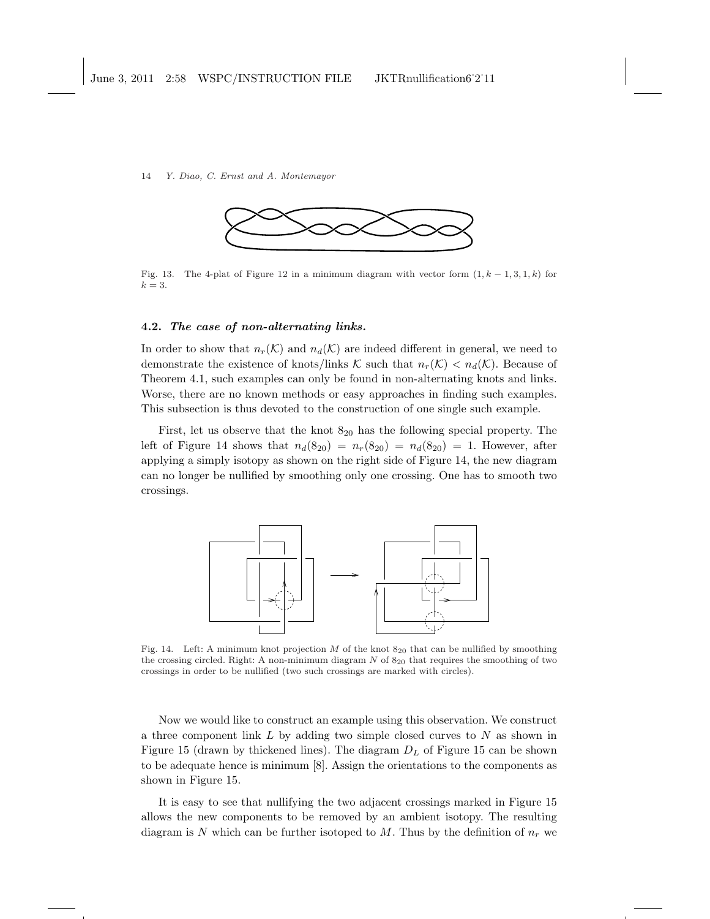Fig. 13. The 4-plat of Figure 12 in a minimum diagram with vector form $(1, k-1, 3, 1, k)$ for $k = 3$.

### 4.2. *The case of non-alternating links.*

In order to show that $n_r(\mathcal{K})$ and $n_d(\mathcal{K})$ are indeed different in general, we need to demonstrate the existence of knots/links $\mathcal{K}$ such that $n_r(\mathcal{K}) < n_d(\mathcal{K})$. Because of Theorem 4.1, such examples can only be found in non-alternating knots and links. Worse, there are no known methods or easy approaches in finding such examples. This subsection is thus devoted to the construction of one single such example.

First, let us observe that the knot $8_{20}$ has the following special property. The left of Figure 14 shows that $n_d(8_{20}) = n_r(8_{20}) = n_d(8_{20}) = 1$. However, after applying a simply isotopy as shown on the right side of Figure 14, the new diagram can no longer be nullified by smoothing only one crossing. One has to smooth two crossings.

Fig. 14. Left: A minimum knot projection $M$ of the knot $8_{20}$ that can be nullified by smoothing the crossing circled. Right: A non-minimum diagram $N$ of $8_{20}$ that requires the smoothing of two crossings in order to be nullified (two such crossings are marked with circles).

Now we would like to construct an example using this observation. We construct a three component link $L$ by adding two simple closed curves to $N$ as shown in Figure 15 (drawn by thickened lines). The diagram $D_L$ of Figure 15 can be shown to be adequate hence is minimum [8]. Assign the orientations to the components as shown in Figure 15.

It is easy to see that nullifying the two adjacent crossings marked in Figure 15 allows the new components to be removed by an ambient isotopy. The resulting diagram is $N$ which can be further isotoped to $M$. Thus by the definition of $n_r$ we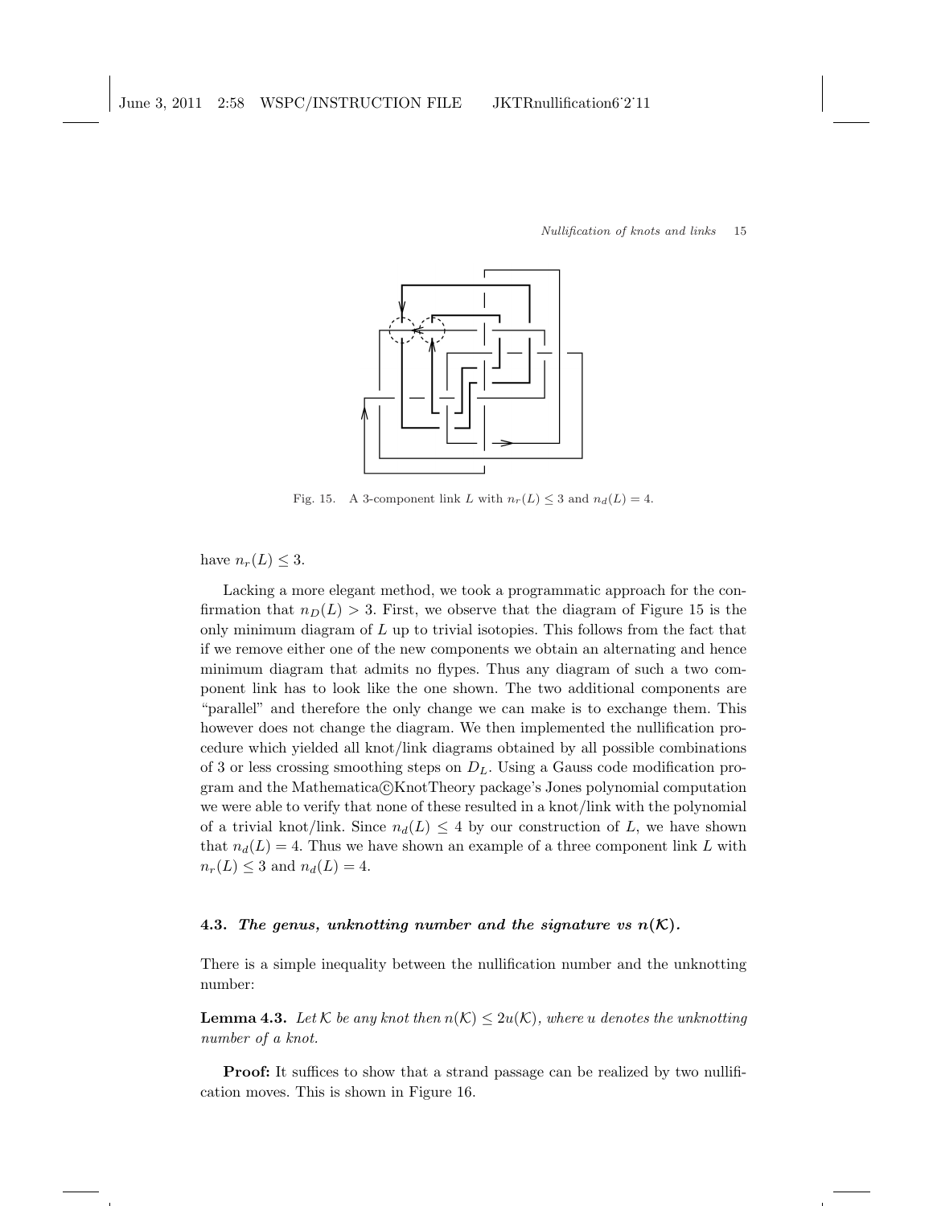Fig. 15. A 3-component link $L$ with $n_r(L) \leq 3$ and $n_d(L) = 4$.

have $n_r(L) \leq 3$.

Lacking a more elegant method, we took a programmatic approach for the confirmation that $n_D(L) > 3$. First, we observe that the diagram of Figure 15 is the only minimum diagram of $L$ up to trivial isotopies. This follows from the fact that if we remove either one of the new components we obtain an alternating and hence minimum diagram that admits no flypes. Thus any diagram of such a two component link has to look like the one shown. The two additional components are "parallel" and therefore the only change we can make is to exchange them. This however does not change the diagram. We then implemented the nullification procedure which yielded all knot/link diagrams obtained by all possible combinations of 3 or less crossing smoothing steps on $D_L$. Using a Gauss code modification program and the Mathematica©KnotTheory package's Jones polynomial computation we were able to verify that none of these resulted in a knot/link with the polynomial of a trivial knot/link. Since $n_d(L) \leq 4$ by our construction of $L$, we have shown that $n_d(L) = 4$. Thus we have shown an example of a three component link $L$ with $n_r(L) \leq 3$ and $n_d(L) = 4$.

### 4.3. *The genus, unknotting number and the signature vs $n(\mathcal{K})$.*

There is a simple inequality between the nullification number and the unknotting number:

**Lemma 4.3.** *Let $\mathcal{K}$ be any knot then $n(\mathcal{K}) \leq 2u(\mathcal{K})$, where $u$ denotes the unknotting number of a knot.*

**Proof:** It suffices to show that a strand passage can be realized by two nullification moves. This is shown in Figure 16.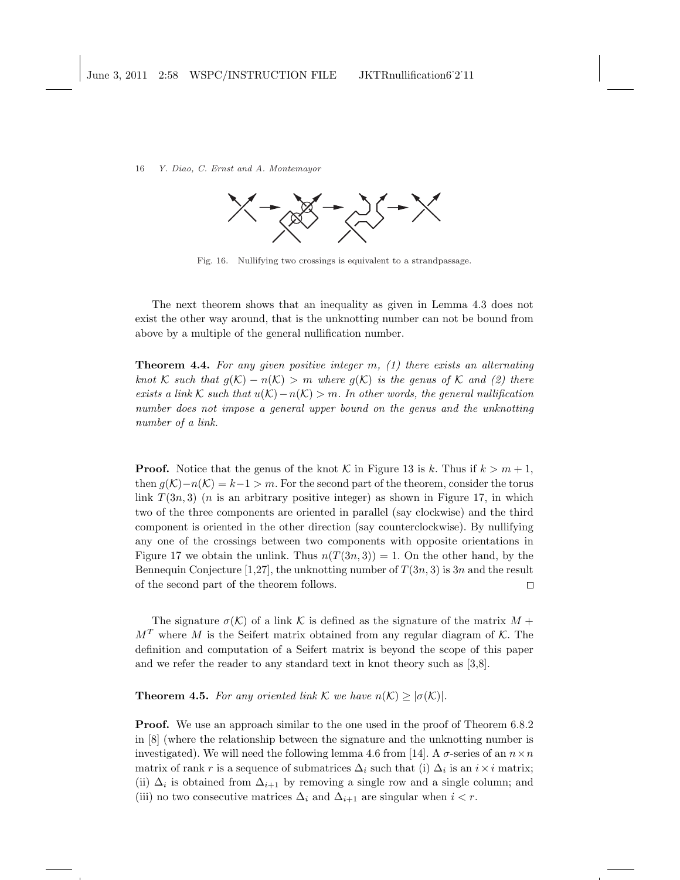Fig. 16. Nullifying two crossings is equivalent to a strandpassage.

The next theorem shows that an inequality as given in Lemma 4.3 does not exist the other way around, that is the unknotting number can not be bound from above by a multiple of the general nullification number.

**Theorem 4.4.** *For any given positive integer $m$, (1) there exists an alternating knot $\mathcal{K}$ such that $g(\mathcal{K}) - n(\mathcal{K}) > m$ where $g(\mathcal{K})$ is the genus of $\mathcal{K}$ and (2) there exists a link $\mathcal{K}$ such that $u(\mathcal{K}) - n(\mathcal{K}) > m$. In other words, the general nullification number does not impose a general upper bound on the genus and the unknotting number of a link.*

**Proof.** Notice that the genus of the knot $\mathcal{K}$ in Figure 13 is $k$. Thus if $k > m + 1$, then $g(\mathcal{K}) - n(\mathcal{K}) = k - 1 > m$. For the second part of the theorem, consider the torus link $T(3n, 3)$ ($n$ is an arbitrary positive integer) as shown in Figure 17, in which two of the three components are oriented in parallel (say clockwise) and the third component is oriented in the other direction (say counterclockwise). By nullifying any one of the crossings between two components with opposite orientations in Figure 17 we obtain the unlink. Thus $n(T(3n, 3)) = 1$. On the other hand, by the Bennequin Conjecture [1,27], the unknotting number of $T(3n, 3)$ is $3n$ and the result of the second part of the theorem follows. □

The signature $\sigma(\mathcal{K})$ of a link $\mathcal{K}$ is defined as the signature of the matrix $M + M^T$ where $M$ is the Seifert matrix obtained from any regular diagram of $\mathcal{K}$. The definition and computation of a Seifert matrix is beyond the scope of this paper and we refer the reader to any standard text in knot theory such as [3,8].

**Theorem 4.5.** *For any oriented link $\mathcal{K}$ we have $n(\mathcal{K}) \geq |\sigma(\mathcal{K})|$.*

**Proof.** We use an approach similar to the one used in the proof of Theorem 6.8.2 in [8] (where the relationship between the signature and the unknotting number is investigated). We will need the following lemma 4.6 from [14]. A $\sigma$-series of an $n \times n$ matrix of rank $r$ is a sequence of submatrices $\Delta_i$ such that (i) $\Delta_i$ is an $i \times i$ matrix; (ii) $\Delta_i$ is obtained from $\Delta_{i+1}$ by removing a single row and a single column; and (iii) no two consecutive matrices $\Delta_i$ and $\Delta_{i+1}$ are singular when $i < r$.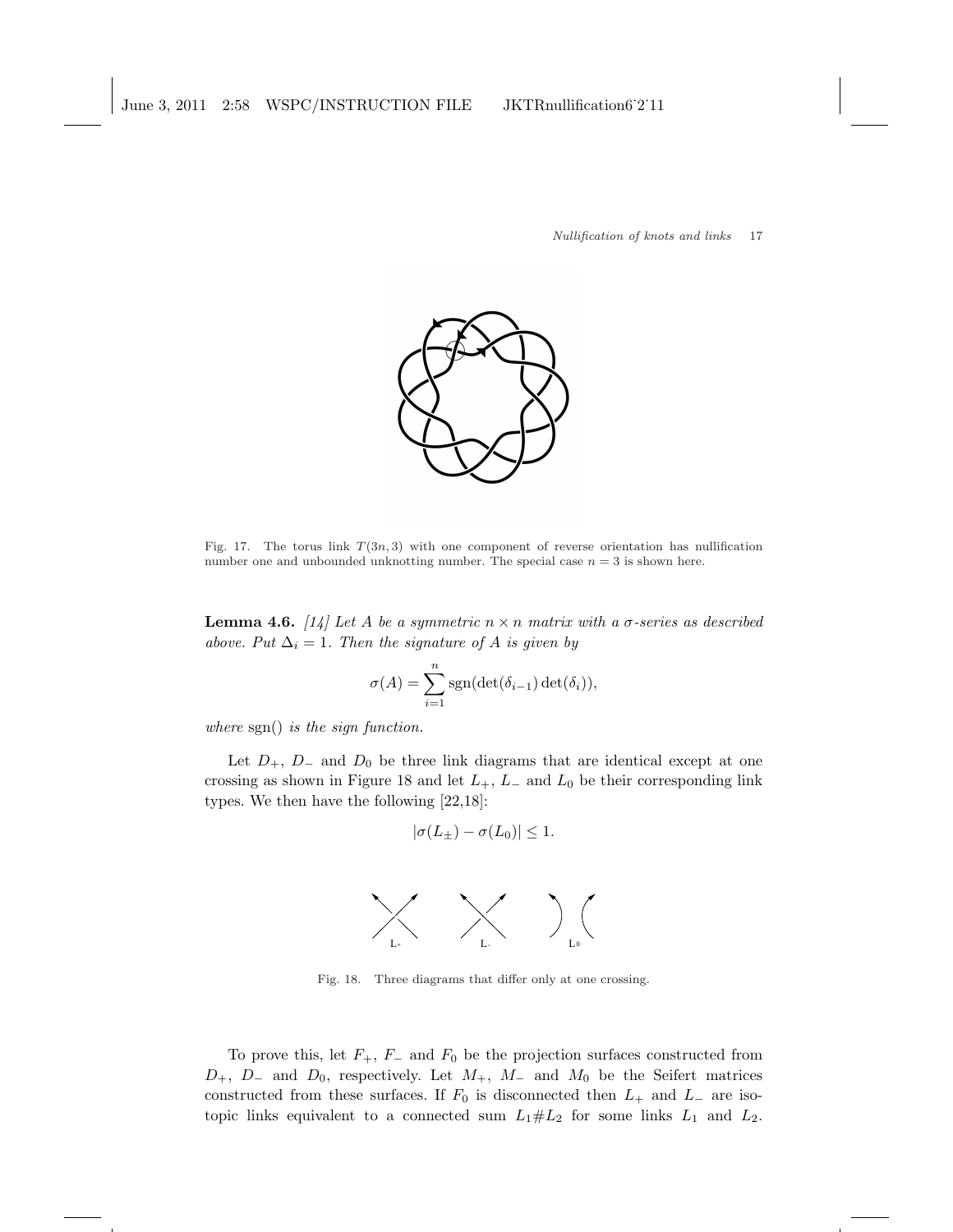Fig. 17. The torus link $T(3n, 3)$ with one component of reverse orientation has nullification number one and unbounded unknotting number. The special case $n = 3$ is shown here.

**Lemma 4.6.** *[14] Let $A$ be a symmetric $n \times n$ matrix with a $\sigma$-series as described above. Put $\Delta_i = 1$. Then the signature of $A$ is given by*

$$\sigma(A) = \sum_{i=1}^{n} \operatorname{sgn}(\det(\delta_{i-1}) \det(\delta_i)),$$

*where* sgn() *is the sign function.*

Let $D_+$, $D_-$ and $D_0$ be three link diagrams that are identical except at one crossing as shown in Figure 18 and let $L_+$, $L_-$ and $L_0$ be their corresponding link types. We then have the following [22,18]:

$$|\sigma(L_\pm) - \sigma(L_0)| \leq 1.$$

Fig. 18. Three diagrams that differ only at one crossing.

To prove this, let $F_+$, $F_-$ and $F_0$ be the projection surfaces constructed from $D_+$, $D_-$ and $D_0$, respectively. Let $M_+$, $M_-$ and $M_0$ be the Seifert matrices constructed from these surfaces. If $F_0$ is disconnected then $L_+$ and $L_-$ are isotopic links equivalent to a connected sum $L_1 \# L_2$ for some links $L_1$ and $L_2$.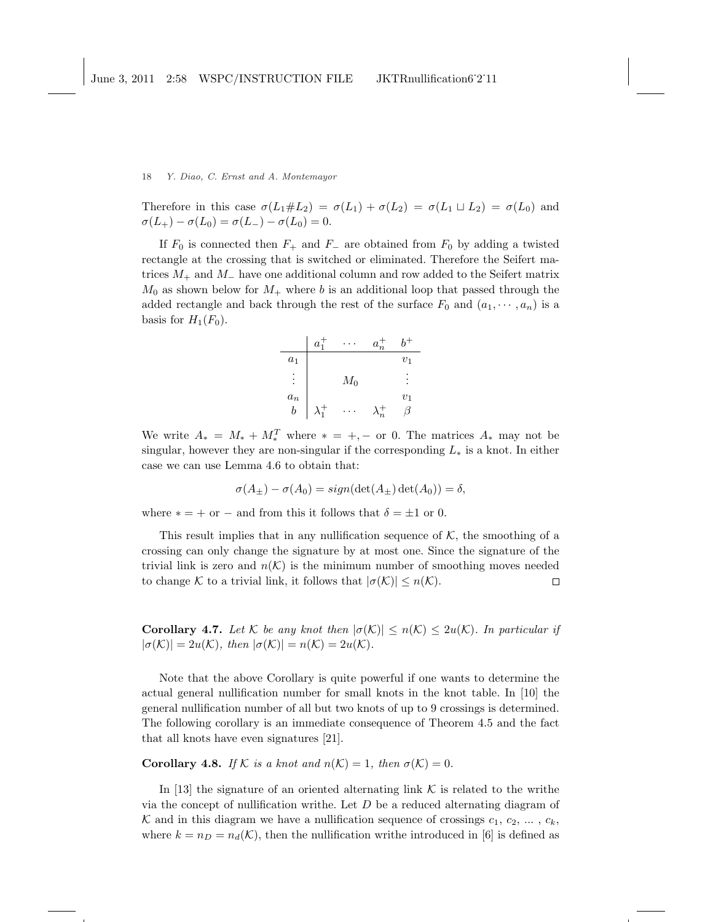Therefore in this case $\sigma(L_1 \# L_2) = \sigma(L_1) + \sigma(L_2) = \sigma(L_1 \sqcup L_2) = \sigma(L_0)$ and $\sigma(L_+) - \sigma(L_0) = \sigma(L_-) - \sigma(L_0) = 0$.

If $F_0$ is connected then $F_+$ and $F_-$ are obtained from $F_0$ by adding a twisted rectangle at the crossing that is switched or eliminated. Therefore the Seifert matrices $M_+$ and $M_-$ have one additional column and row added to the Seifert matrix $M_0$ as shown below for $M_+$ where $b$ is an additional loop that passed through the added rectangle and back through the rest of the surface $F_0$ and $(a_1, \cdots, a_n)$ is a basis for $H_1(F_0)$.

$$
\begin{array}{c|cccc}
 & a_1^+ & \cdots & a_n^+ & b^+ \\
\hline
a_1 & & & & v_1 \\
\vdots & & M_0 & & \vdots \\
a_n & & & & v_1 \\
b & \lambda_1^+ & \cdots & \lambda_n^+ & \beta
\end{array}
$$

We write $A_* = M_* + M_*^T$ where $* = +, -$ or $0$. The matrices $A_*$ may not be singular, however they are non-singular if the corresponding $L_*$ is a knot. In either case we can use Lemma 4.6 to obtain that:

$$\sigma(A_\pm) - \sigma(A_0) = sign(\det(A_\pm)\det(A_0)) = \delta,$$

where $* = +$ or $-$ and from this it follows that $\delta = \pm 1$ or $0$.

This result implies that in any nullification sequence of $\mathcal{K}$, the smoothing of a crossing can only change the signature by at most one. Since the signature of the trivial link is zero and $n(\mathcal{K})$ is the minimum number of smoothing moves needed to change $\mathcal{K}$ to a trivial link, it follows that $|\sigma(\mathcal{K})| \leq n(\mathcal{K})$. □

**Corollary 4.7.** *Let $\mathcal{K}$ be any knot then $|\sigma(\mathcal{K})| \leq n(\mathcal{K}) \leq 2u(\mathcal{K})$. In particular if $|\sigma(\mathcal{K})| = 2u(\mathcal{K})$, then $|\sigma(\mathcal{K})| = n(\mathcal{K}) = 2u(\mathcal{K})$.*

Note that the above Corollary is quite powerful if one wants to determine the actual general nullification number for small knots in the knot table. In [10] the general nullification number of all but two knots of up to 9 crossings is determined. The following corollary is an immediate consequence of Theorem 4.5 and the fact that all knots have even signatures [21].

**Corollary 4.8.** *If $\mathcal{K}$ is a knot and $n(\mathcal{K}) = 1$, then $\sigma(\mathcal{K}) = 0$.*

In [13] the signature of an oriented alternating link $\mathcal{K}$ is related to the writhe via the concept of nullification writhe. Let $D$ be a reduced alternating diagram of $\mathcal{K}$ and in this diagram we have a nullification sequence of crossings $c_1, c_2, \ldots, c_k$, where $k = n_D = n_d(\mathcal{K})$, then the nullification writhe introduced in [6] is defined as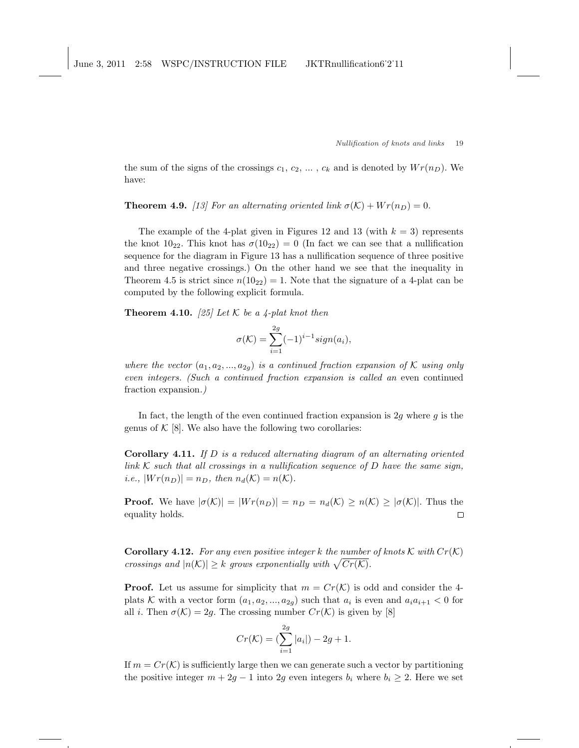the sum of the signs of the crossings $c_1$, $c_2$, ... , $c_k$ and is denoted by $Wr(n_D)$. We have:

**Theorem 4.9.** *[13] For an alternating oriented link $\sigma(\mathcal{K}) + Wr(n_D) = 0$.*

The example of the 4-plat given in Figures 12 and 13 (with $k = 3$) represents the knot $10_{22}$. This knot has $\sigma(10_{22}) = 0$ (In fact we can see that a nullification sequence for the diagram in Figure 13 has a nullification sequence of three positive and three negative crossings.) On the other hand we see that the inequality in Theorem 4.5 is strict since $n(10_{22}) = 1$. Note that the signature of a 4-plat can be computed by the following explicit formula.

**Theorem 4.10.** *[25] Let $\mathcal{K}$ be a 4-plat knot then*

$$\sigma(\mathcal{K}) = \sum_{i=1}^{2g} (-1)^{i-1} sign(a_i),$$

*where the vector $(a_1, a_2, ..., a_{2g})$ is a continued fraction expansion of $\mathcal{K}$ using only even integers. (Such a continued fraction expansion is called an* even continued fraction expansion*.)*

In fact, the length of the even continued fraction expansion is $2g$ where $g$ is the genus of $\mathcal{K}$ [8]. We also have the following two corollaries:

**Corollary 4.11.** *If $D$ is a reduced alternating diagram of an alternating oriented link $\mathcal{K}$ such that all crossings in a nullification sequence of $D$ have the same sign, i.e., $|Wr(n_D)| = n_D$, then $n_d(\mathcal{K}) = n(\mathcal{K})$.*

**Proof.** We have $|\sigma(\mathcal{K})| = |Wr(n_D)| = n_D = n_d(\mathcal{K}) \geq n(\mathcal{K}) \geq |\sigma(\mathcal{K})|$. Thus the equality holds. □

**Corollary 4.12.** *For any even positive integer $k$ the number of knots $\mathcal{K}$ with $Cr(\mathcal{K})$ crossings and $|n(\mathcal{K})| \geq k$ grows exponentially with $\sqrt{Cr(\mathcal{K})}$.*

**Proof.** Let us assume for simplicity that $m = Cr(\mathcal{K})$ is odd and consider the 4-plats $\mathcal{K}$ with a vector form $(a_1, a_2, ..., a_{2g})$ such that $a_i$ is even and $a_i a_{i+1} < 0$ for all $i$. Then $\sigma(\mathcal{K}) = 2g$. The crossing number $Cr(\mathcal{K})$ is given by [8]

$$Cr(\mathcal{K}) = (\sum_{i=1}^{2g} |a_i|) - 2g + 1.$$

If $m = Cr(\mathcal{K})$ is sufficiently large then we can generate such a vector by partitioning the positive integer $m + 2g - 1$ into $2g$ even integers $b_i$ where $b_i \geq 2$. Here we set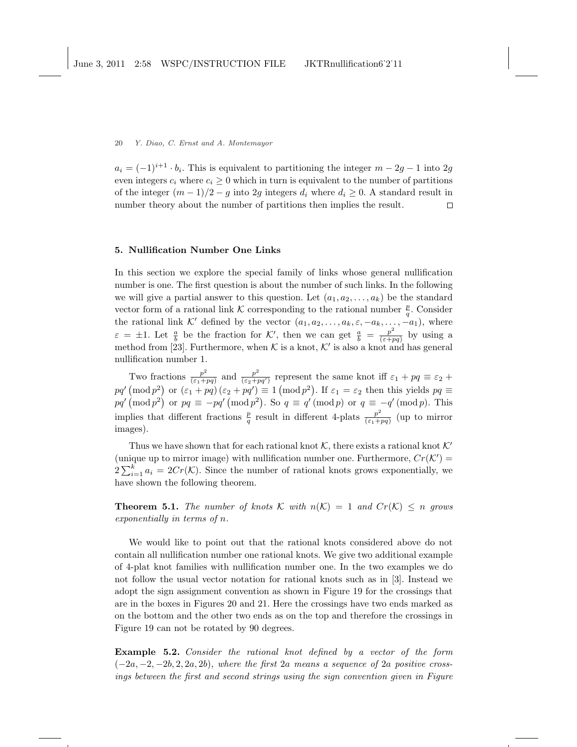$a_i = (-1)^{i+1} \cdot b_i$. This is equivalent to partitioning the integer $m - 2g - 1$ into $2g$ even integers $c_i$ where $c_i \geq 0$ which in turn is equivalent to the number of partitions of the integer $(m-1)/2 - g$ into $2g$ integers $d_i$ where $d_i \geq 0$. A standard result in number theory about the number of partitions then implies the result. $\square$

## 5. Nullification Number One Links

In this section we explore the special family of links whose general nullification number is one. The first question is about the number of such links. In the following we will give a partial answer to this question. Let $(a_1, a_2, \ldots, a_k)$ be the standard vector form of a rational link $\mathcal{K}$ corresponding to the rational number $\frac{p}{q}$. Consider the rational link $\mathcal{K}'$ defined by the vector $(a_1, a_2, \ldots, a_k, \varepsilon, -a_k, \ldots, -a_1)$, where $\varepsilon = \pm 1$. Let $\frac{a}{b}$ be the fraction for $\mathcal{K}'$, then we can get $\frac{a}{b} = \frac{p^2}{(\varepsilon + pq)}$ by using a method from [23]. Furthermore, when $\mathcal{K}$ is a knot, $\mathcal{K}'$ is also a knot and has general nullification number 1.

Two fractions $\frac{p^2}{(\varepsilon_1 + pq)}$ and $\frac{p^2}{(\varepsilon_2 + pq')}$ represent the same knot iff $\varepsilon_1 + pq \equiv \varepsilon_2 + pq' \left(\operatorname{mod} p^2\right)$ or $(\varepsilon_1 + pq)(\varepsilon_2 + pq') \equiv 1 \left(\operatorname{mod} p^2\right)$. If $\varepsilon_1 = \varepsilon_2$ then this yields $pq \equiv pq' \left(\operatorname{mod} p^2\right)$ or $pq \equiv -pq' \left(\operatorname{mod} p^2\right)$. So $q \equiv q' \left(\operatorname{mod} p\right)$ or $q \equiv -q' \left(\operatorname{mod} p\right)$. This implies that different fractions $\frac{p}{q}$ result in different 4-plats $\frac{p^2}{(\varepsilon_1 + pq)}$ (up to mirror images).

Thus we have shown that for each rational knot $\mathcal{K}$, there exists a rational knot $\mathcal{K}'$ (unique up to mirror image) with nullification number one. Furthermore, $Cr(\mathcal{K}') = 2\sum_{i=1}^{k} a_i = 2Cr(\mathcal{K})$. Since the number of rational knots grows exponentially, we have shown the following theorem.

**Theorem 5.1.** *The number of knots $\mathcal{K}$ with $n(\mathcal{K}) = 1$ and $Cr(\mathcal{K}) \leq n$ grows exponentially in terms of $n$.*

We would like to point out that the rational knots considered above do not contain all nullification number one rational knots. We give two additional example of 4-plat knot families with nullification number one. In the two examples we do not follow the usual vector notation for rational knots such as in [3]. Instead we adopt the sign assignment convention as shown in Figure 19 for the crossings that are in the boxes in Figures 20 and 21. Here the crossings have two ends marked as on the bottom and the other two ends as on the top and therefore the crossings in Figure 19 can not be rotated by 90 degrees.

**Example 5.2.** *Consider the rational knot defined by a vector of the form $(-2a, -2, -2b, 2, 2a, 2b)$, where the first $2a$ means a sequence of $2a$ positive crossings between the first and second strings using the sign convention given in Figure*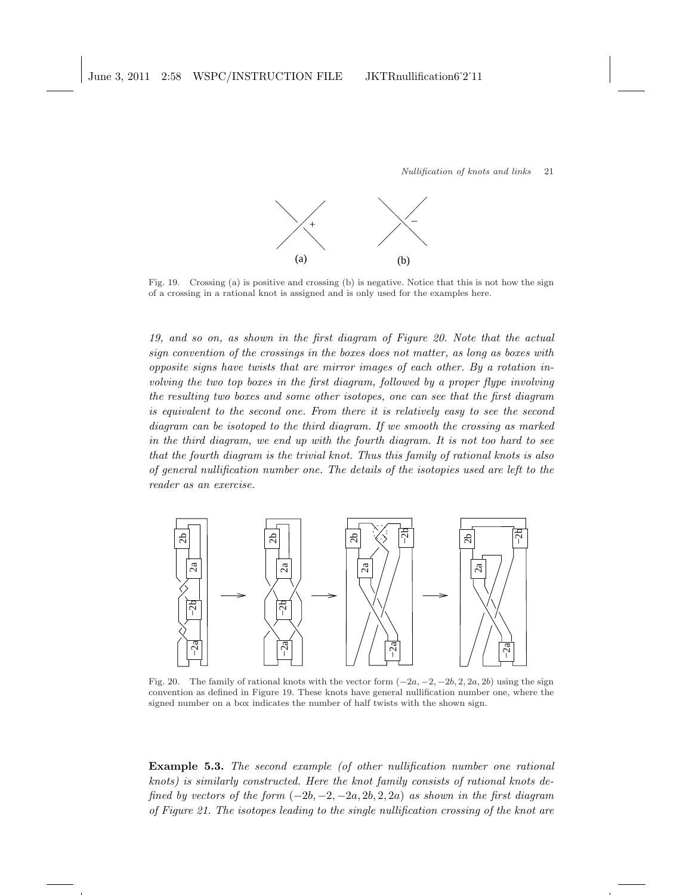Fig. 19. Crossing (a) is positive and crossing (b) is negative. Notice that this is not how the sign of a crossing in a rational knot is assigned and is only used for the examples here.

*19, and so on, as shown in the first diagram of Figure 20. Note that the actual sign convention of the crossings in the boxes does not matter, as long as boxes with opposite signs have twists that are mirror images of each other. By a rotation involving the two top boxes in the first diagram, followed by a proper flype involving the resulting two boxes and some other isotopes, one can see that the first diagram is equivalent to the second one. From there it is relatively easy to see the second diagram can be isotoped to the third diagram. If we smooth the crossing as marked in the third diagram, we end up with the fourth diagram. It is not too hard to see that the fourth diagram is the trivial knot. Thus this family of rational knots is also of general nullification number one. The details of the isotopies used are left to the reader as an exercise.*

Fig. 20. The family of rational knots with the vector form $(-2a, -2, -2b, 2, 2a, 2b)$ using the sign convention as defined in Figure 19. These knots have general nullification number one, where the signed number on a box indicates the number of half twists with the shown sign.

**Example 5.3.** *The second example (of other nullification number one rational knots) is similarly constructed. Here the knot family consists of rational knots defined by vectors of the form $(-2b, -2, -2a, 2b, 2, 2a)$ as shown in the first diagram of Figure 21. The isotopes leading to the single nullification crossing of the knot are*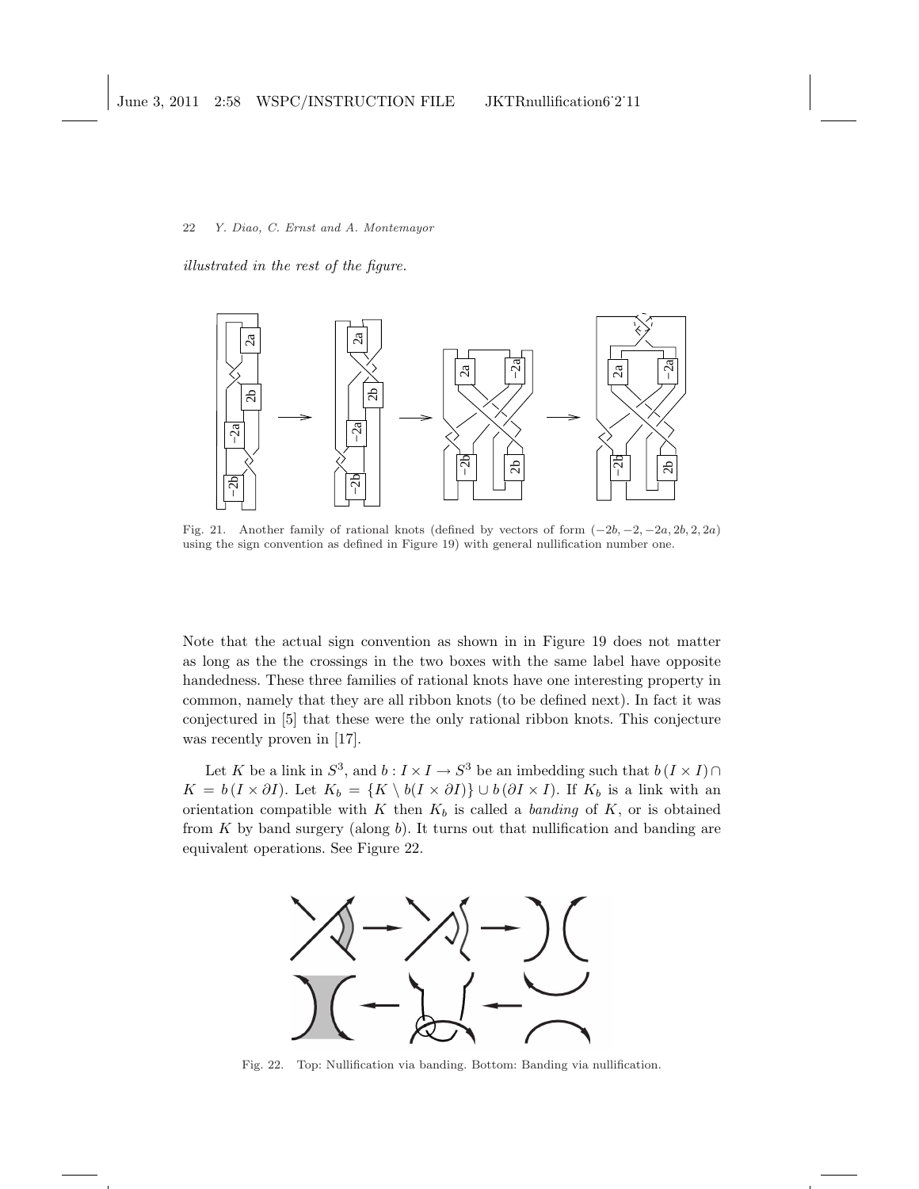*illustrated in the rest of the figure.*

Fig. 21. Another family of rational knots (defined by vectors of form $(-2b, -2, -2a, 2b, 2, 2a)$ using the sign convention as defined in Figure 19) with general nullification number one.

Note that the actual sign convention as shown in in Figure 19 does not matter as long as the the crossings in the two boxes with the same label have opposite handedness. These three families of rational knots have one interesting property in common, namely that they are all ribbon knots (to be defined next). In fact it was conjectured in [5] that these were the only rational ribbon knots. This conjecture was recently proven in [17].

Let $K$ be a link in $S^3$, and $b : I \times I \to S^3$ be an imbedding such that $b(I \times I) \cap K = b(I \times \partial I)$. Let $K_b = \{K \setminus b(I \times \partial I)\} \cup b(\partial I \times I)$. If $K_b$ is a link with an orientation compatible with $K$ then $K_b$ is called a *banding* of $K$, or is obtained from $K$ by band surgery (along $b$). It turns out that nullification and banding are equivalent operations. See Figure 22.

Fig. 22. Top: Nullification via banding. Bottom: Banding via nullification.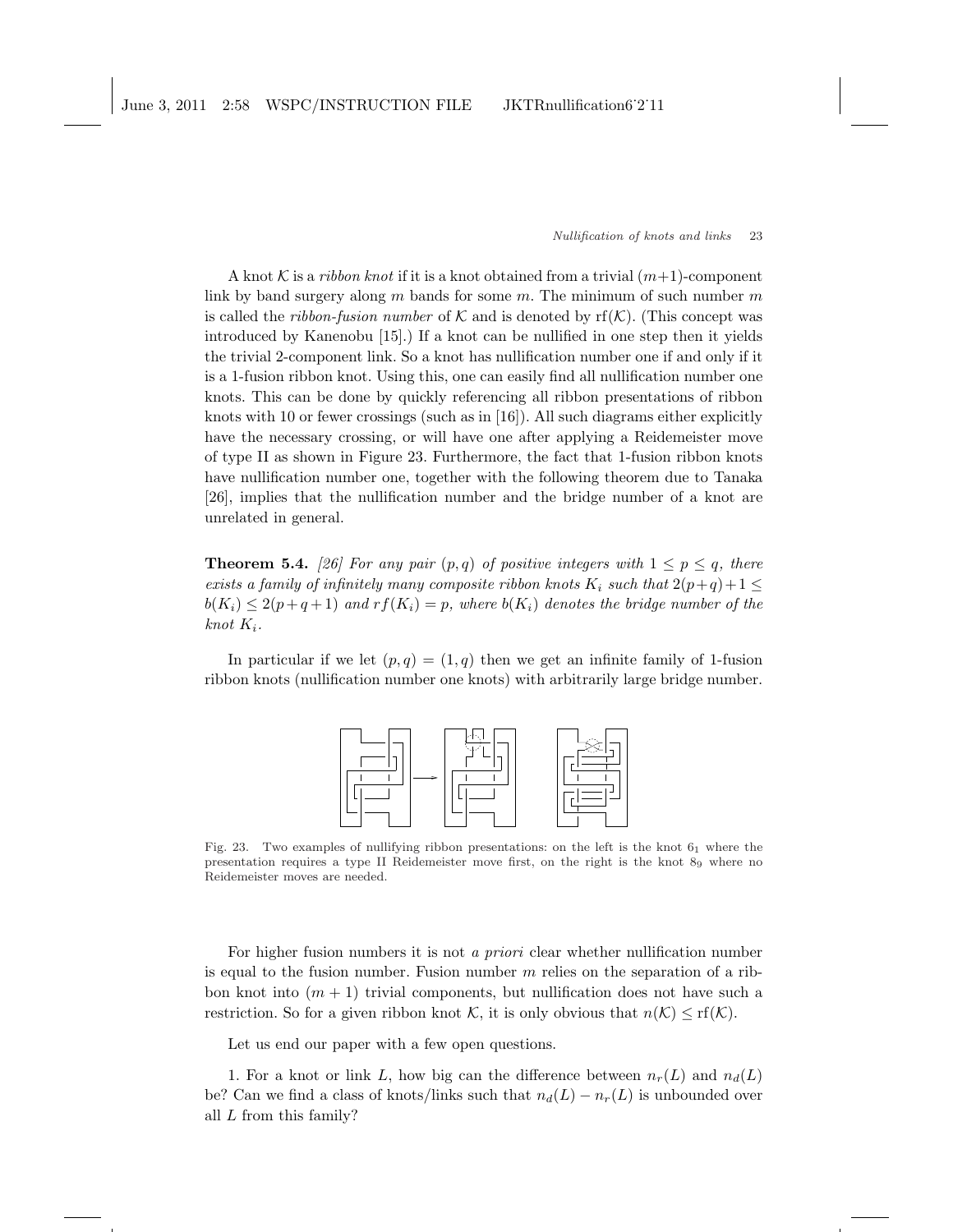A knot $\mathcal{K}$ is a *ribbon knot* if it is a knot obtained from a trivial $(m+1)$-component link by band surgery along $m$ bands for some $m$. The minimum of such number $m$ is called the *ribbon-fusion number* of $\mathcal{K}$ and is denoted by $\mathrm{rf}(\mathcal{K})$. (This concept was introduced by Kanenobu [15].) If a knot can be nullified in one step then it yields the trivial 2-component link. So a knot has nullification number one if and only if it is a 1-fusion ribbon knot. Using this, one can easily find all nullification number one knots. This can be done by quickly referencing all ribbon presentations of ribbon knots with 10 or fewer crossings (such as in [16]). All such diagrams either explicitly have the necessary crossing, or will have one after applying a Reidemeister move of type II as shown in Figure 23. Furthermore, the fact that 1-fusion ribbon knots have nullification number one, together with the following theorem due to Tanaka [26], implies that the nullification number and the bridge number of a knot are unrelated in general.

**Theorem 5.4.** *[26] For any pair $(p, q)$ of positive integers with $1 \leq p \leq q$, there exists a family of infinitely many composite ribbon knots $K_i$ such that $2(p+q)+1 \leq b(K_i) \leq 2(p+q+1)$ and $rf(K_i) = p$, where $b(K_i)$ denotes the bridge number of the knot $K_i$.*

In particular if we let $(p, q) = (1, q)$ then we get an infinite family of 1-fusion ribbon knots (nullification number one knots) with arbitrarily large bridge number.

Fig. 23. Two examples of nullifying ribbon presentations: on the left is the knot $6_1$ where the presentation requires a type II Reidemeister move first, on the right is the knot $8_9$ where no Reidemeister moves are needed.

For higher fusion numbers it is not *a priori* clear whether nullification number is equal to the fusion number. Fusion number $m$ relies on the separation of a ribbon knot into $(m+1)$ trivial components, but nullification does not have such a restriction. So for a given ribbon knot $\mathcal{K}$, it is only obvious that $n(\mathcal{K}) \leq \mathrm{rf}(\mathcal{K})$.

Let us end our paper with a few open questions.

1. For a knot or link $L$, how big can the difference between $n_r(L)$ and $n_d(L)$ be? Can we find a class of knots/links such that $n_d(L) - n_r(L)$ is unbounded over all $L$ from this family?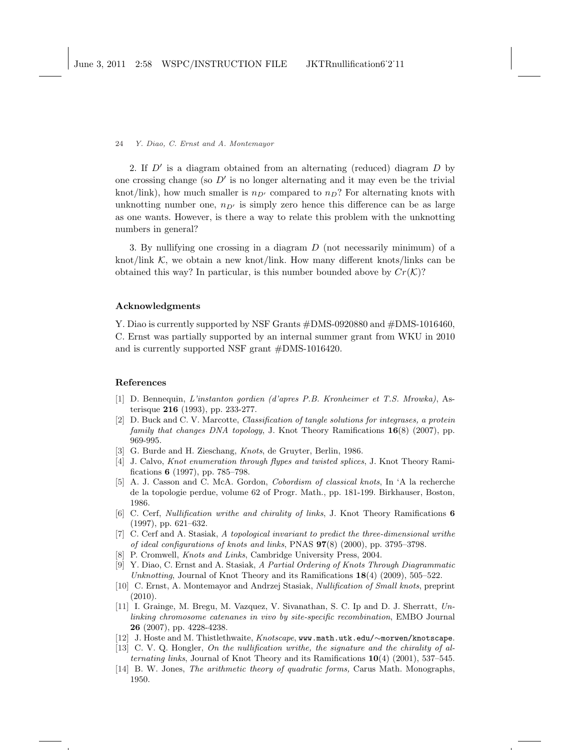2. If $D'$ is a diagram obtained from an alternating (reduced) diagram $D$ by one crossing change (so $D'$ is no longer alternating and it may even be the trivial knot/link), how much smaller is $n_{D'}$ compared to $n_D$? For alternating knots with unknotting number one, $n_{D'}$ is simply zero hence this difference can be as large as one wants. However, is there a way to relate this problem with the unknotting numbers in general?

3. By nullifying one crossing in a diagram $D$ (not necessarily minimum) of a knot/link $\mathcal{K}$, we obtain a new knot/link. How many different knots/links can be obtained this way? In particular, is this number bounded above by $Cr(\mathcal{K})$?

## Acknowledgments

Y. Diao is currently supported by NSF Grants #DMS-0920880 and #DMS-1016460, C. Ernst was partially supported by an internal summer grant from WKU in 2010 and is currently supported NSF grant #DMS-1016420.

## References

[1] D. Bennequin, *L'instanton gordien (d'apres P.B. Kronheimer et T.S. Mrowka)*, Asterisque **216** (1993), pp. 233-277.

[2] D. Buck and C. V. Marcotte, *Classification of tangle solutions for integrases, a protein family that changes DNA topology*, J. Knot Theory Ramifications **16**(8) (2007), pp. 969-995.

[3] G. Burde and H. Zieschang, *Knots*, de Gruyter, Berlin, 1986.

[4] J. Calvo, *Knot enumeration through flypes and twisted splices*, J. Knot Theory Ramifications **6** (1997), pp. 785–798.

[5] A. J. Casson and C. McA. Gordon, *Cobordism of classical knots*, In 'A la recherche de la topologie perdue, volume 62 of Progr. Math., pp. 181-199. Birkhauser, Boston, 1986.

[6] C. Cerf, *Nullification writhe and chirality of links*, J. Knot Theory Ramifications **6** (1997), pp. 621–632.

[7] C. Cerf and A. Stasiak, *A topological invariant to predict the three-dimensional writhe of ideal configurations of knots and links*, PNAS **97**(8) (2000), pp. 3795–3798.

[8] P. Cromwell, *Knots and Links*, Cambridge University Press, 2004.

[9] Y. Diao, C. Ernst and A. Stasiak, *A Partial Ordering of Knots Through Diagrammatic Unknotting*, Journal of Knot Theory and its Ramifications **18**(4) (2009), 505–522.

[10] C. Ernst, A. Montemayor and Andrzej Stasiak, *Nullification of Small knots*, preprint (2010).

[11] I. Grainge, M. Bregu, M. Vazquez, V. Sivanathan, S. C. Ip and D. J. Sherratt, *Unlinking chromosome catenanes in vivo by site-specific recombination*, EMBO Journal **26** (2007), pp. 4228-4238.

[12] J. Hoste and M. Thistlethwaite, *Knotscape*, `www.math.utk.edu/~morwen/knotscape`.

[13] C. V. Q. Hongler, *On the nullification writhe, the signature and the chirality of alternating links*, Journal of Knot Theory and its Ramifications **10**(4) (2001), 537–545.

[14] B. W. Jones, *The arithmetic theory of quadratic forms,* Carus Math. Monographs, 1950.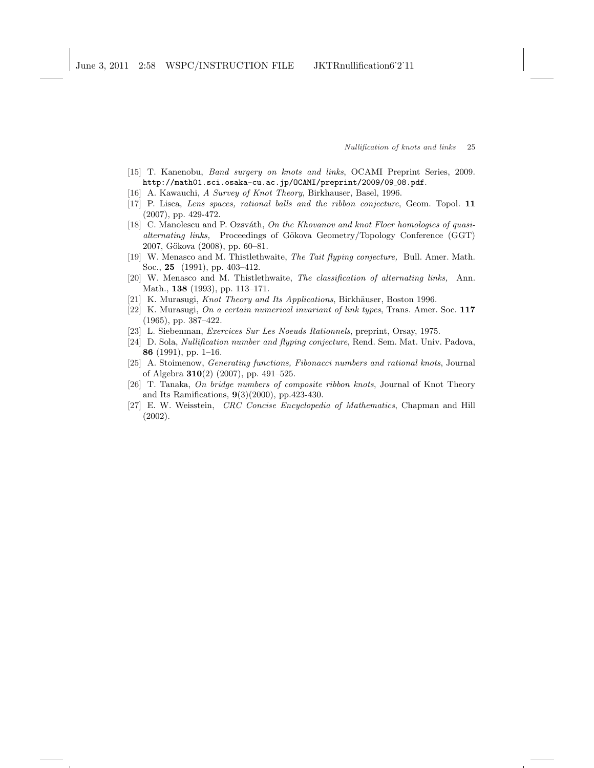[15] T. Kanenobu, *Band surgery on knots and links*, OCAMI Preprint Series, 2009. http://math01.sci.osaka-cu.ac.jp/OCAMI/preprint/2009/09_08.pdf.

[16] A. Kawauchi, *A Survey of Knot Theory*, Birkhauser, Basel, 1996.

[17] P. Lisca, *Lens spaces, rational balls and the ribbon conjecture*, Geom. Topol. **11** (2007), pp. 429-472.

[18] C. Manolescu and P. Ozsváth, *On the Khovanov and knot Floer homologies of quasi-alternating links,* Proceedings of Gökova Geometry/Topology Conference (GGT) 2007, Gökova (2008), pp. 60–81.

[19] W. Menasco and M. Thistlethwaite, *The Tait flyping conjecture,* Bull. Amer. Math. Soc., **25** (1991), pp. 403–412.

[20] W. Menasco and M. Thistlethwaite, *The classification of alternating links,* Ann. Math., **138** (1993), pp. 113–171.

[21] K. Murasugi, *Knot Theory and Its Applications*, Birkhäuser, Boston 1996.

[22] K. Murasugi, *On a certain numerical invariant of link types*, Trans. Amer. Soc. **117** (1965), pp. 387–422.

[23] L. Siebenman, *Exercices Sur Les Noeuds Rationnels*, preprint, Orsay, 1975.

[24] D. Sola, *Nullification number and flyping conjecture*, Rend. Sem. Mat. Univ. Padova, **86** (1991), pp. 1–16.

[25] A. Stoimenow, *Generating functions, Fibonacci numbers and rational knots*, Journal of Algebra **310**(2) (2007), pp. 491–525.

[26] T. Tanaka, *On bridge numbers of composite ribbon knots*, Journal of Knot Theory and Its Ramifications, **9**(3)(2000), pp.423-430.

[27] E. W. Weisstein, *CRC Concise Encyclopedia of Mathematics*, Chapman and Hill (2002).